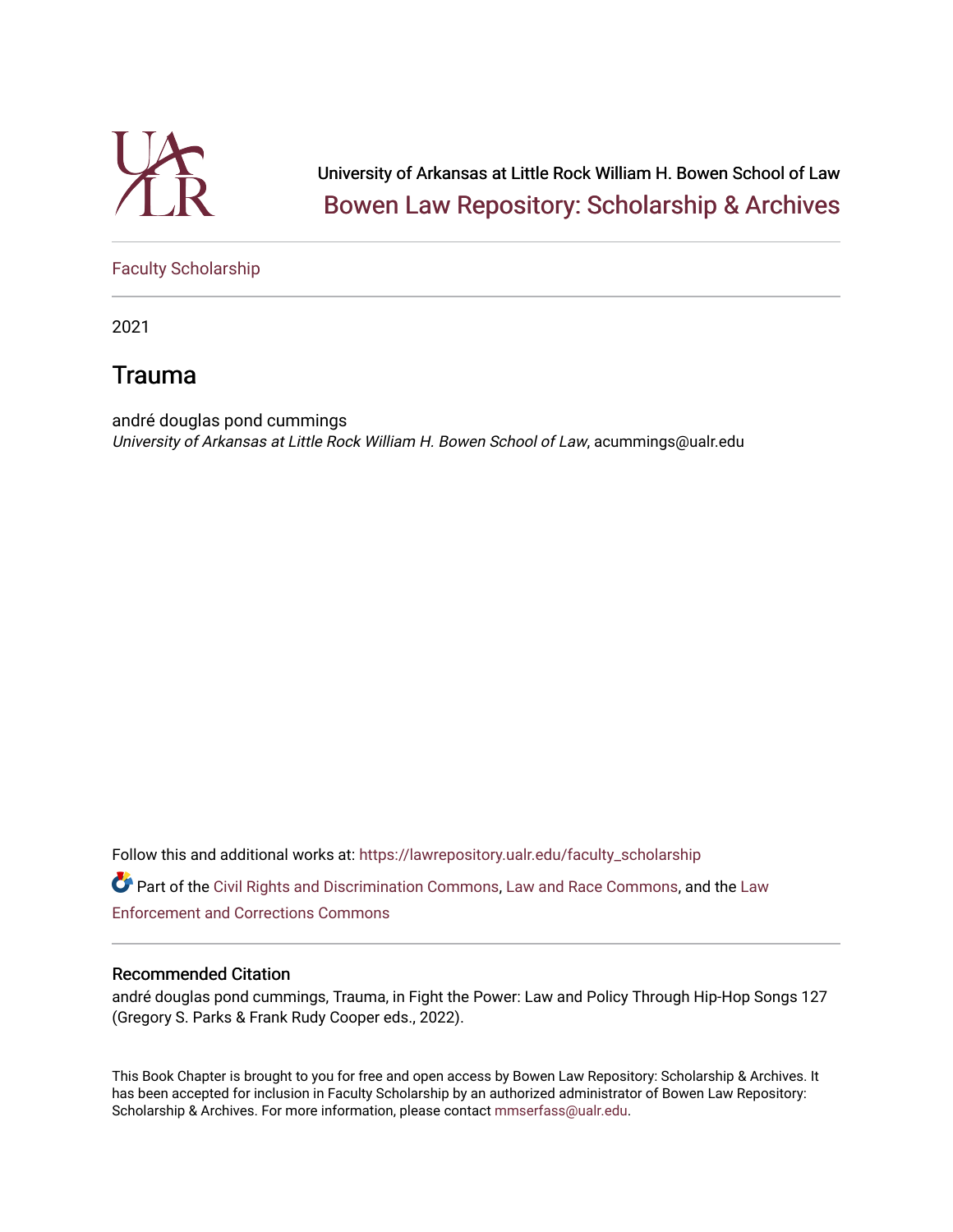University of Arkansas at Little Rock William H. Bowen School of Law

Bowen Law Repository: Scholarship & Archives

Faculty Scholarship

2021

# Trauma

andré douglas pond cummings

*University of Arkansas at Little Rock William H. Bowen School of Law*, acummings@ualr.edu

Follow this and additional works at: https://lawrepository.ualr.edu/faculty_scholarship

Part of the Civil Rights and Discrimination Commons, Law and Race Commons, and the Law Enforcement and Corrections Commons

## Recommended Citation

andré douglas pond cummings, Trauma, in Fight the Power: Law and Policy Through Hip-Hop Songs 127 (Gregory S. Parks & Frank Rudy Cooper eds., 2022).

This Book Chapter is brought to you for free and open access by Bowen Law Repository: Scholarship & Archives. It has been accepted for inclusion in Faculty Scholarship by an authorized administrator of Bowen Law Repository: Scholarship & Archives. For more information, please contact mmserfass@ualr.edu.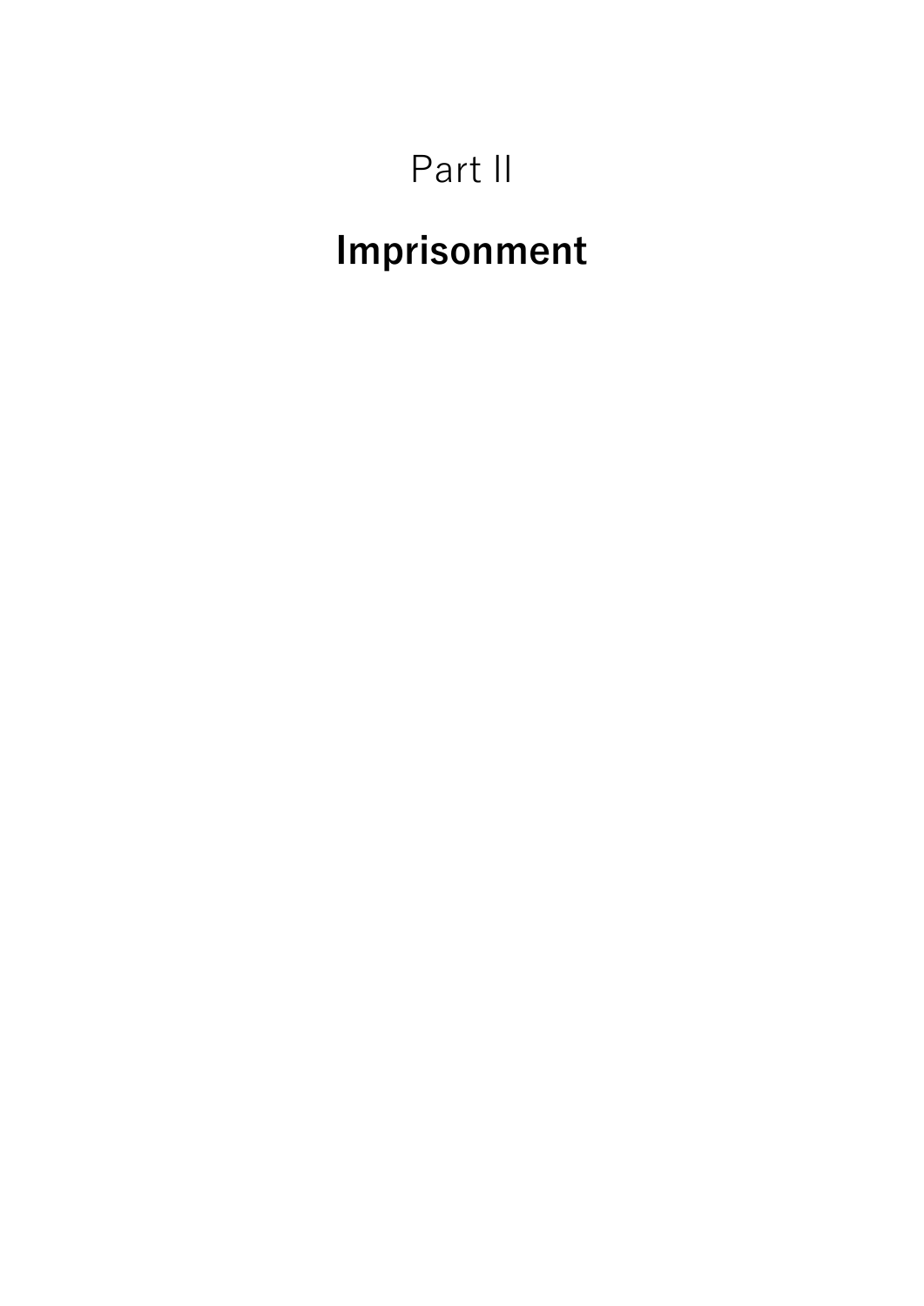# Part II

# Imprisonment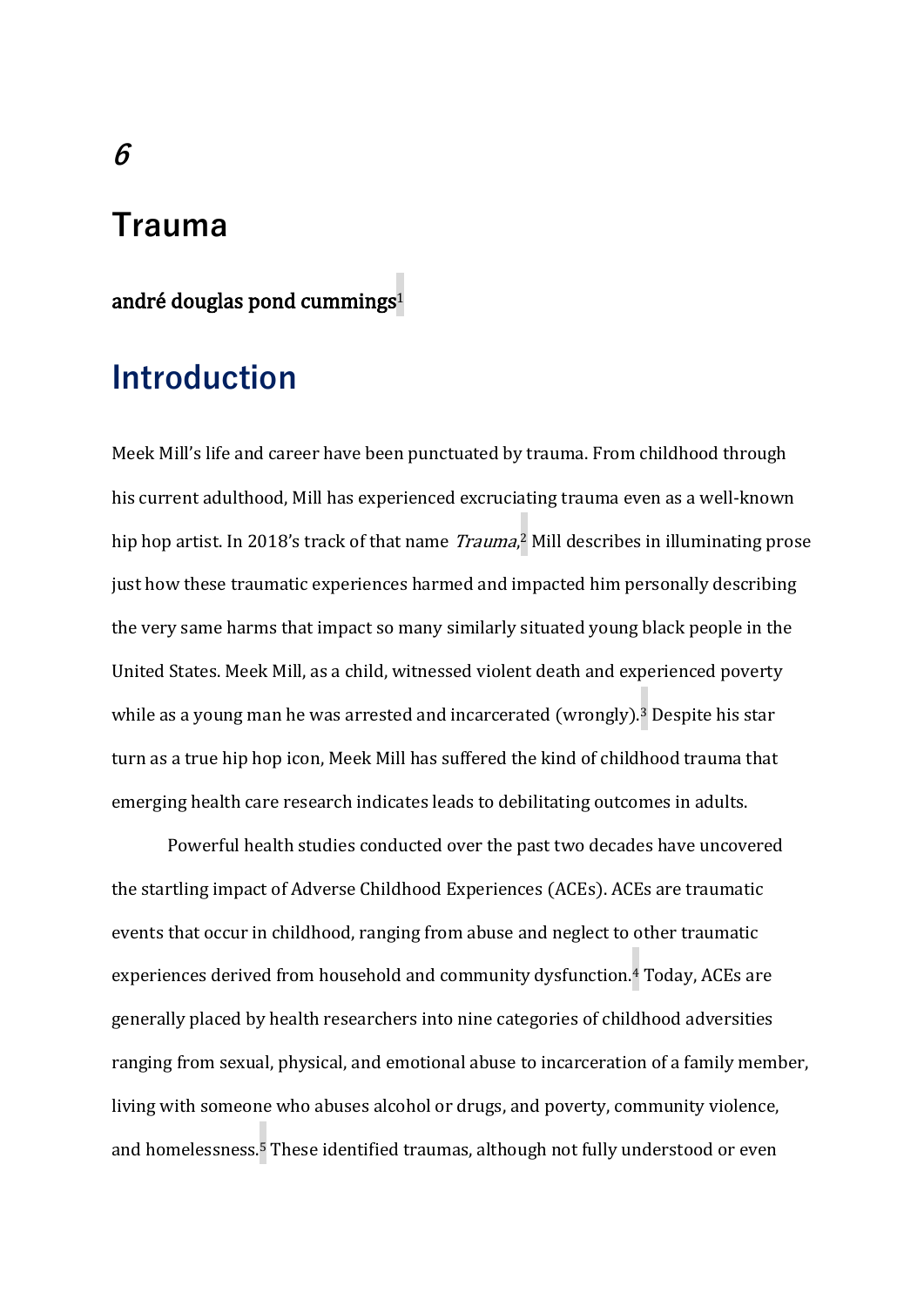# 6

# Trauma

**andré douglas pond cummings**[1]

## Introduction

Meek Mill's life and career have been punctuated by trauma. From childhood through his current adulthood, Mill has experienced excruciating trauma even as a well-known hip hop artist. In 2018's track of that name *Trauma*,[2] Mill describes in illuminating prose just how these traumatic experiences harmed and impacted him personally describing the very same harms that impact so many similarly situated young black people in the United States. Meek Mill, as a child, witnessed violent death and experienced poverty while as a young man he was arrested and incarcerated (wrongly).[3] Despite his star turn as a true hip hop icon, Meek Mill has suffered the kind of childhood trauma that emerging health care research indicates leads to debilitating outcomes in adults.

Powerful health studies conducted over the past two decades have uncovered the startling impact of Adverse Childhood Experiences (ACEs). ACEs are traumatic events that occur in childhood, ranging from abuse and neglect to other traumatic experiences derived from household and community dysfunction.[4] Today, ACEs are generally placed by health researchers into nine categories of childhood adversities ranging from sexual, physical, and emotional abuse to incarceration of a family member, living with someone who abuses alcohol or drugs, and poverty, community violence, and homelessness.[5] These identified traumas, although not fully understood or even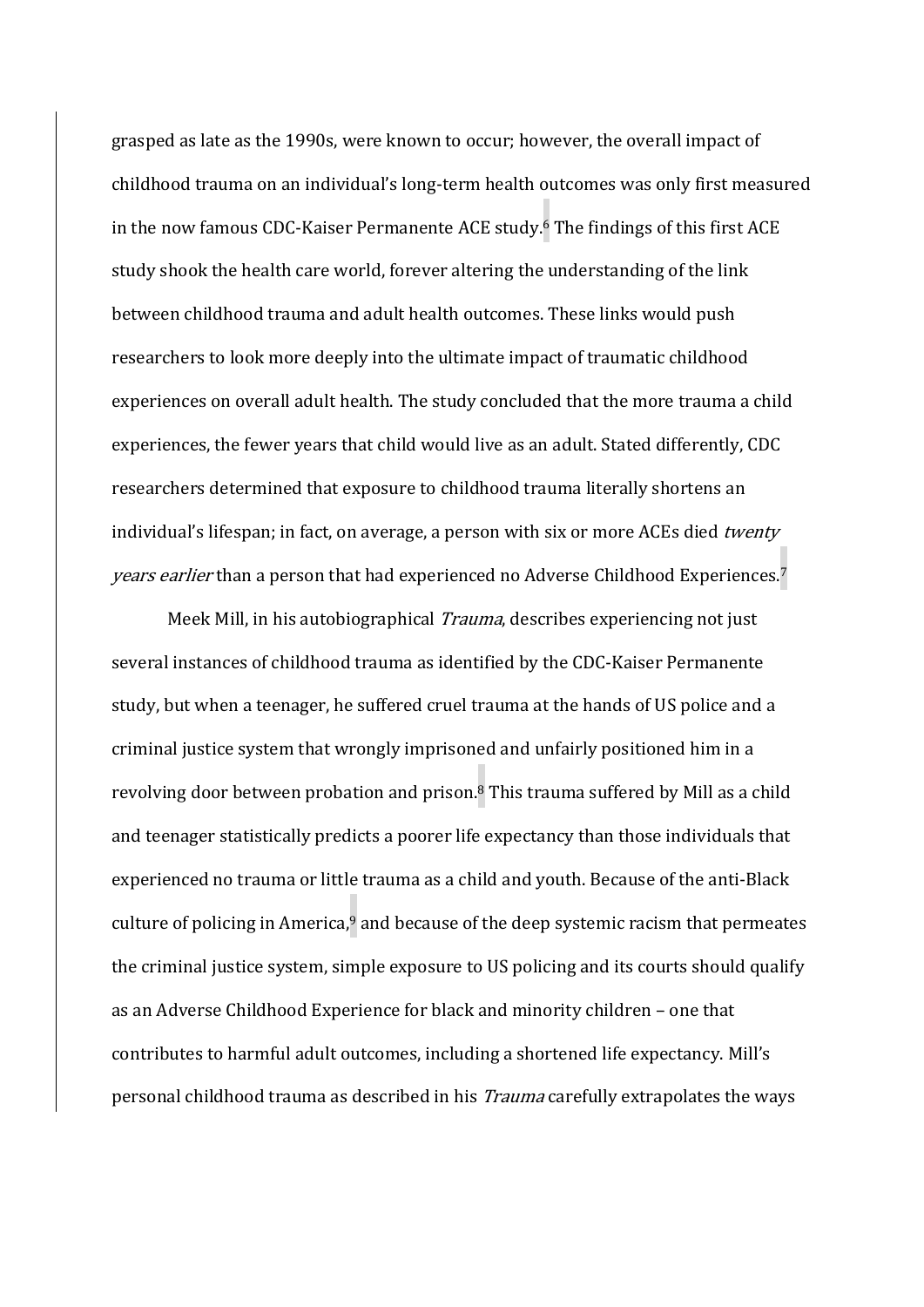grasped as late as the 1990s, were known to occur; however, the overall impact of childhood trauma on an individual's long-term health outcomes was only first measured in the now famous CDC-Kaiser Permanente ACE study.[6] The findings of this first ACE study shook the health care world, forever altering the understanding of the link between childhood trauma and adult health outcomes. These links would push researchers to look more deeply into the ultimate impact of traumatic childhood experiences on overall adult health. The study concluded that the more trauma a child experiences, the fewer years that child would live as an adult. Stated differently, CDC researchers determined that exposure to childhood trauma literally shortens an individual's lifespan; in fact, on average, a person with six or more ACEs died *twenty years earlier* than a person that had experienced no Adverse Childhood Experiences.[7]

Meek Mill, in his autobiographical *Trauma*, describes experiencing not just several instances of childhood trauma as identified by the CDC-Kaiser Permanente study, but when a teenager, he suffered cruel trauma at the hands of US police and a criminal justice system that wrongly imprisoned and unfairly positioned him in a revolving door between probation and prison.[8] This trauma suffered by Mill as a child and teenager statistically predicts a poorer life expectancy than those individuals that experienced no trauma or little trauma as a child and youth. Because of the anti-Black culture of policing in America,[9] and because of the deep systemic racism that permeates the criminal justice system, simple exposure to US policing and its courts should qualify as an Adverse Childhood Experience for black and minority children – one that contributes to harmful adult outcomes, including a shortened life expectancy. Mill's personal childhood trauma as described in his *Trauma* carefully extrapolates the ways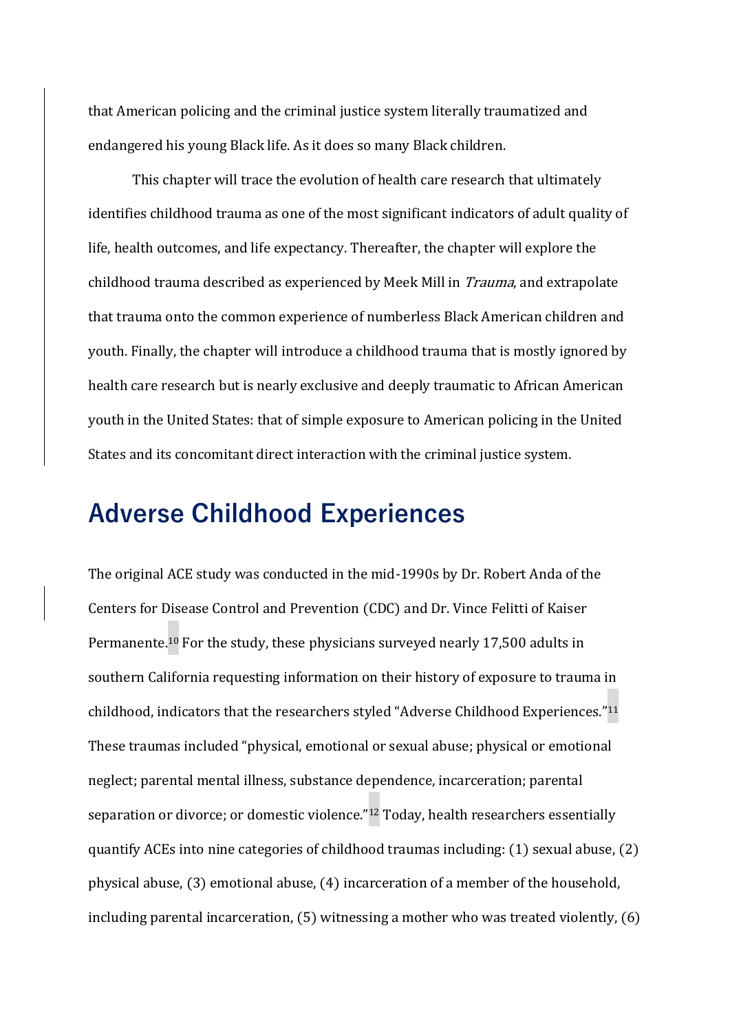that American policing and the criminal justice system literally traumatized and endangered his young Black life. As it does so many Black children.

This chapter will trace the evolution of health care research that ultimately identifies childhood trauma as one of the most significant indicators of adult quality of life, health outcomes, and life expectancy. Thereafter, the chapter will explore the childhood trauma described as experienced by Meek Mill in *Trauma*, and extrapolate that trauma onto the common experience of numberless Black American children and youth. Finally, the chapter will introduce a childhood trauma that is mostly ignored by health care research but is nearly exclusive and deeply traumatic to African American youth in the United States: that of simple exposure to American policing in the United States and its concomitant direct interaction with the criminal justice system.

## Adverse Childhood Experiences

The original ACE study was conducted in the mid-1990s by Dr. Robert Anda of the Centers for Disease Control and Prevention (CDC) and Dr. Vince Felitti of Kaiser Permanente.[10] For the study, these physicians surveyed nearly 17,500 adults in southern California requesting information on their history of exposure to trauma in childhood, indicators that the researchers styled "Adverse Childhood Experiences."[11] These traumas included "physical, emotional or sexual abuse; physical or emotional neglect; parental mental illness, substance dependence, incarceration; parental separation or divorce; or domestic violence."[12] Today, health researchers essentially quantify ACEs into nine categories of childhood traumas including: (1) sexual abuse, (2) physical abuse, (3) emotional abuse, (4) incarceration of a member of the household, including parental incarceration, (5) witnessing a mother who was treated violently, (6)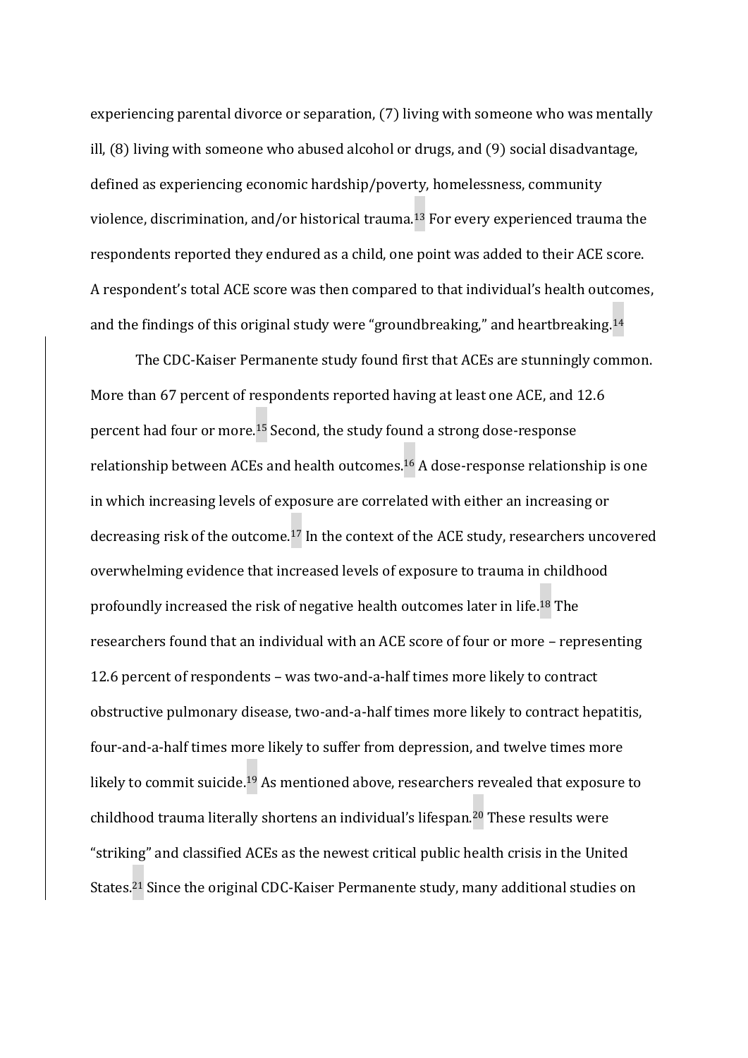experiencing parental divorce or separation, (7) living with someone who was mentally ill, (8) living with someone who abused alcohol or drugs, and (9) social disadvantage, defined as experiencing economic hardship/poverty, homelessness, community violence, discrimination, and/or historical trauma.[13] For every experienced trauma the respondents reported they endured as a child, one point was added to their ACE score. A respondent's total ACE score was then compared to that individual's health outcomes, and the findings of this original study were "groundbreaking," and heartbreaking.[14]

The CDC-Kaiser Permanente study found first that ACEs are stunningly common. More than 67 percent of respondents reported having at least one ACE, and 12.6 percent had four or more.[15] Second, the study found a strong dose-response relationship between ACEs and health outcomes.[16] A dose-response relationship is one in which increasing levels of exposure are correlated with either an increasing or decreasing risk of the outcome.[17] In the context of the ACE study, researchers uncovered overwhelming evidence that increased levels of exposure to trauma in childhood profoundly increased the risk of negative health outcomes later in life.[18] The researchers found that an individual with an ACE score of four or more – representing 12.6 percent of respondents – was two-and-a-half times more likely to contract obstructive pulmonary disease, two-and-a-half times more likely to contract hepatitis, four-and-a-half times more likely to suffer from depression, and twelve times more likely to commit suicide.[19] As mentioned above, researchers revealed that exposure to childhood trauma literally shortens an individual's lifespan.[20] These results were "striking" and classified ACEs as the newest critical public health crisis in the United States.[21] Since the original CDC-Kaiser Permanente study, many additional studies on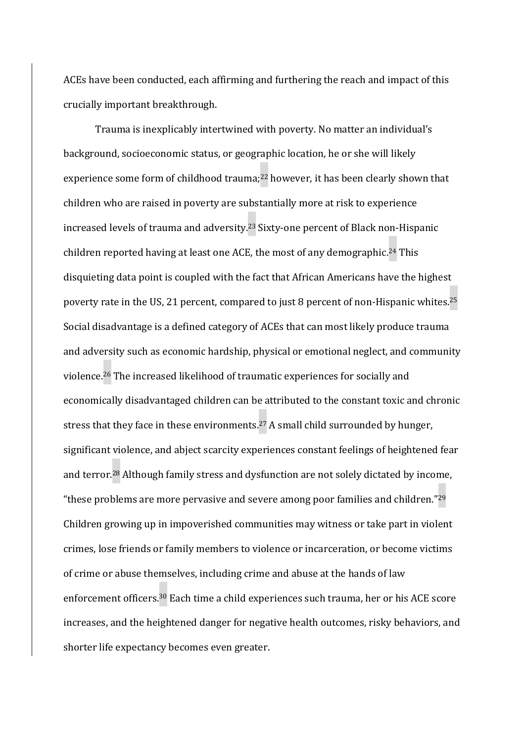ACEs have been conducted, each affirming and furthering the reach and impact of this crucially important breakthrough.

Trauma is inexplicably intertwined with poverty. No matter an individual's background, socioeconomic status, or geographic location, he or she will likely experience some form of childhood trauma;[22] however, it has been clearly shown that children who are raised in poverty are substantially more at risk to experience increased levels of trauma and adversity.[23] Sixty-one percent of Black non-Hispanic children reported having at least one ACE, the most of any demographic.[24] This disquieting data point is coupled with the fact that African Americans have the highest poverty rate in the US, 21 percent, compared to just 8 percent of non-Hispanic whites.[25] Social disadvantage is a defined category of ACEs that can most likely produce trauma and adversity such as economic hardship, physical or emotional neglect, and community violence.[26] The increased likelihood of traumatic experiences for socially and economically disadvantaged children can be attributed to the constant toxic and chronic stress that they face in these environments.[27] A small child surrounded by hunger, significant violence, and abject scarcity experiences constant feelings of heightened fear and terror.[28] Although family stress and dysfunction are not solely dictated by income, "these problems are more pervasive and severe among poor families and children."[29] Children growing up in impoverished communities may witness or take part in violent crimes, lose friends or family members to violence or incarceration, or become victims of crime or abuse themselves, including crime and abuse at the hands of law enforcement officers.[30] Each time a child experiences such trauma, her or his ACE score increases, and the heightened danger for negative health outcomes, risky behaviors, and shorter life expectancy becomes even greater.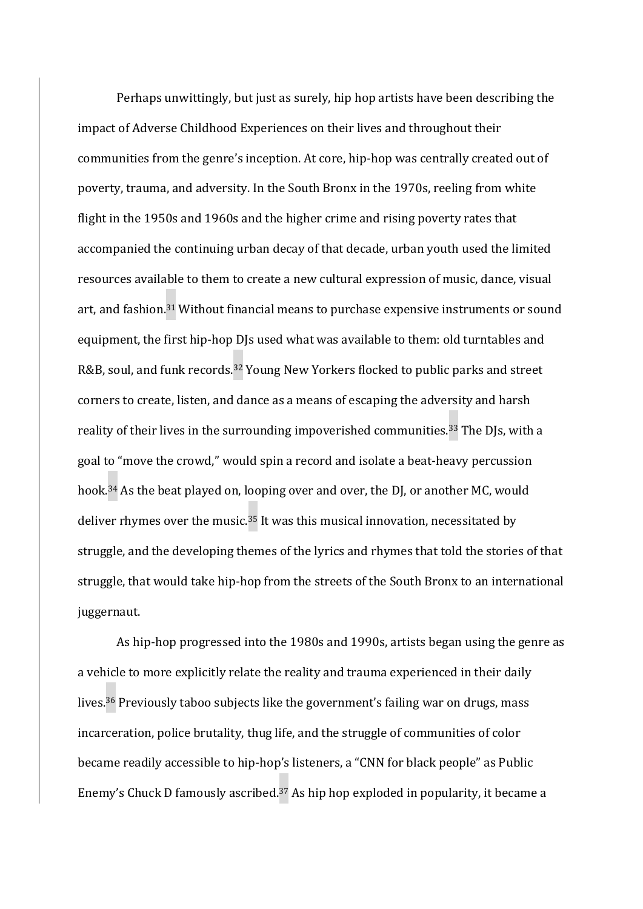Perhaps unwittingly, but just as surely, hip hop artists have been describing the impact of Adverse Childhood Experiences on their lives and throughout their communities from the genre's inception. At core, hip-hop was centrally created out of poverty, trauma, and adversity. In the South Bronx in the 1970s, reeling from white flight in the 1950s and 1960s and the higher crime and rising poverty rates that accompanied the continuing urban decay of that decade, urban youth used the limited resources available to them to create a new cultural expression of music, dance, visual art, and fashion.[31] Without financial means to purchase expensive instruments or sound equipment, the first hip-hop DJs used what was available to them: old turntables and R&B, soul, and funk records.[32] Young New Yorkers flocked to public parks and street corners to create, listen, and dance as a means of escaping the adversity and harsh reality of their lives in the surrounding impoverished communities.[33] The DJs, with a goal to "move the crowd," would spin a record and isolate a beat-heavy percussion hook.[34] As the beat played on, looping over and over, the DJ, or another MC, would deliver rhymes over the music.[35] It was this musical innovation, necessitated by struggle, and the developing themes of the lyrics and rhymes that told the stories of that struggle, that would take hip-hop from the streets of the South Bronx to an international juggernaut.

As hip-hop progressed into the 1980s and 1990s, artists began using the genre as a vehicle to more explicitly relate the reality and trauma experienced in their daily lives.[36] Previously taboo subjects like the government's failing war on drugs, mass incarceration, police brutality, thug life, and the struggle of communities of color became readily accessible to hip-hop's listeners, a "CNN for black people" as Public Enemy's Chuck D famously ascribed.[37] As hip hop exploded in popularity, it became a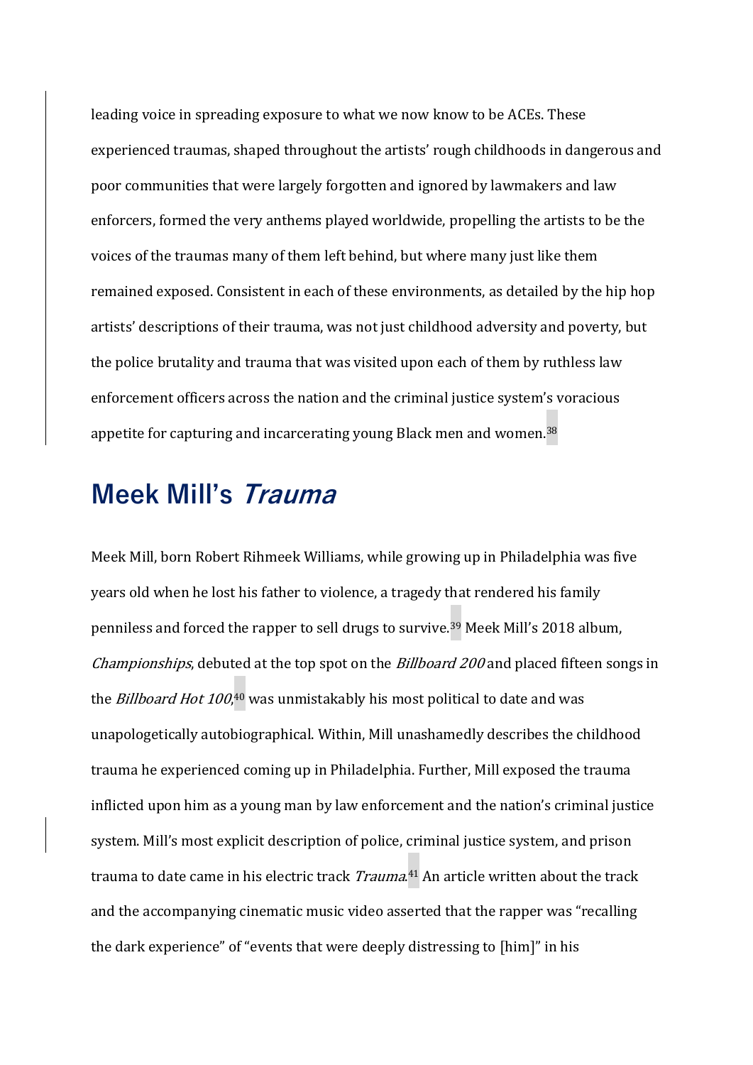leading voice in spreading exposure to what we now know to be ACEs. These experienced traumas, shaped throughout the artists' rough childhoods in dangerous and poor communities that were largely forgotten and ignored by lawmakers and law enforcers, formed the very anthems played worldwide, propelling the artists to be the voices of the traumas many of them left behind, but where many just like them remained exposed. Consistent in each of these environments, as detailed by the hip hop artists' descriptions of their trauma, was not just childhood adversity and poverty, but the police brutality and trauma that was visited upon each of them by ruthless law enforcement officers across the nation and the criminal justice system's voracious appetite for capturing and incarcerating young Black men and women.[38]

## Meek Mill's *Trauma*

Meek Mill, born Robert Rihmeek Williams, while growing up in Philadelphia was five years old when he lost his father to violence, a tragedy that rendered his family penniless and forced the rapper to sell drugs to survive.[39] Meek Mill's 2018 album, *Championships*, debuted at the top spot on the *Billboard 200* and placed fifteen songs in the *Billboard Hot 100*,[40] was unmistakably his most political to date and was unapologetically autobiographical. Within, Mill unashamedly describes the childhood trauma he experienced coming up in Philadelphia. Further, Mill exposed the trauma inflicted upon him as a young man by law enforcement and the nation's criminal justice system. Mill's most explicit description of police, criminal justice system, and prison trauma to date came in his electric track *Trauma*.[41] An article written about the track and the accompanying cinematic music video asserted that the rapper was "recalling the dark experience" of "events that were deeply distressing to [him]" in his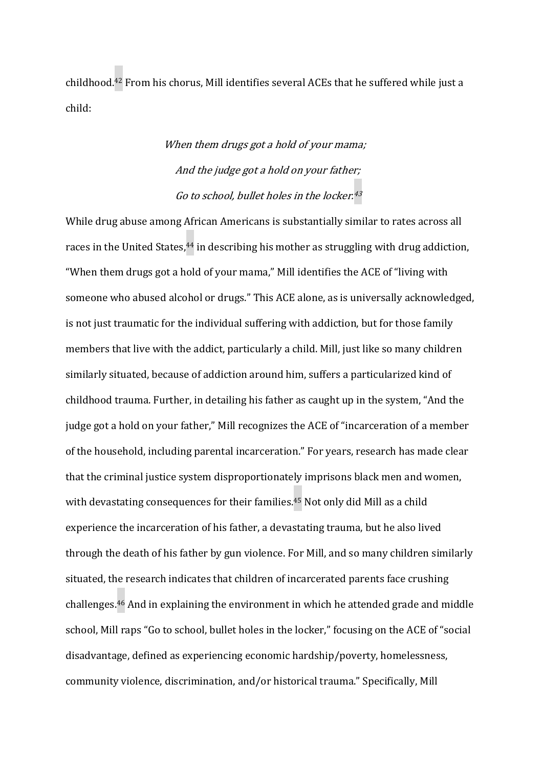childhood.[42] From his chorus, Mill identifies several ACEs that he suffered while just a child:

*When them drugs got a hold of your mama;*

*And the judge got a hold on your father;*

*Go to school, bullet holes in the locker.*[43]

While drug abuse among African Americans is substantially similar to rates across all races in the United States,[44] in describing his mother as struggling with drug addiction, "When them drugs got a hold of your mama," Mill identifies the ACE of "living with someone who abused alcohol or drugs." This ACE alone, as is universally acknowledged, is not just traumatic for the individual suffering with addiction, but for those family members that live with the addict, particularly a child. Mill, just like so many children similarly situated, because of addiction around him, suffers a particularized kind of childhood trauma. Further, in detailing his father as caught up in the system, "And the judge got a hold on your father," Mill recognizes the ACE of "incarceration of a member of the household, including parental incarceration." For years, research has made clear that the criminal justice system disproportionately imprisons black men and women, with devastating consequences for their families.[45] Not only did Mill as a child experience the incarceration of his father, a devastating trauma, but he also lived through the death of his father by gun violence. For Mill, and so many children similarly situated, the research indicates that children of incarcerated parents face crushing challenges.[46] And in explaining the environment in which he attended grade and middle school, Mill raps "Go to school, bullet holes in the locker," focusing on the ACE of "social disadvantage, defined as experiencing economic hardship/poverty, homelessness, community violence, discrimination, and/or historical trauma." Specifically, Mill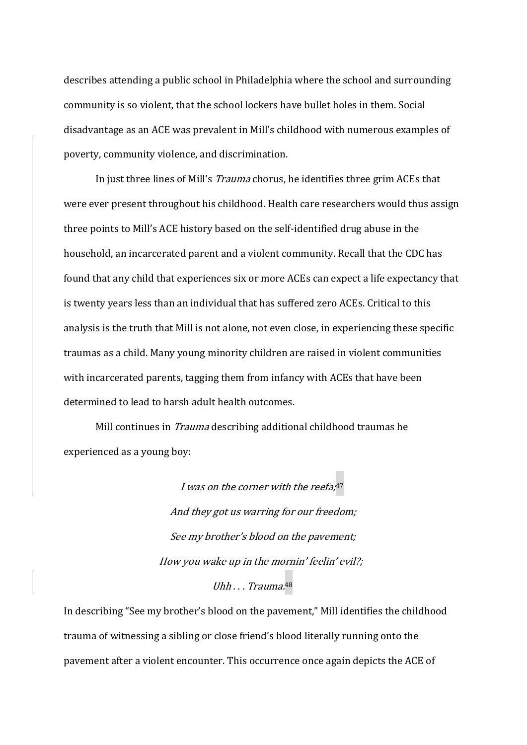describes attending a public school in Philadelphia where the school and surrounding community is so violent, that the school lockers have bullet holes in them. Social disadvantage as an ACE was prevalent in Mill's childhood with numerous examples of poverty, community violence, and discrimination.

In just three lines of Mill's *Trauma* chorus, he identifies three grim ACEs that were ever present throughout his childhood. Health care researchers would thus assign three points to Mill's ACE history based on the self-identified drug abuse in the household, an incarcerated parent and a violent community. Recall that the CDC has found that any child that experiences six or more ACEs can expect a life expectancy that is twenty years less than an individual that has suffered zero ACEs. Critical to this analysis is the truth that Mill is not alone, not even close, in experiencing these specific traumas as a child. Many young minority children are raised in violent communities with incarcerated parents, tagging them from infancy with ACEs that have been determined to lead to harsh adult health outcomes.

Mill continues in *Trauma* describing additional childhood traumas he experienced as a young boy:

> *I was on the corner with the reefa;*[47]
> *And they got us warring for our freedom;*
> *See my brother's blood on the pavement;*
> *How you wake up in the mornin' feelin' evil?;*
> *Uhh . . . Trauma.*[48]

In describing "See my brother's blood on the pavement," Mill identifies the childhood trauma of witnessing a sibling or close friend's blood literally running onto the pavement after a violent encounter. This occurrence once again depicts the ACE of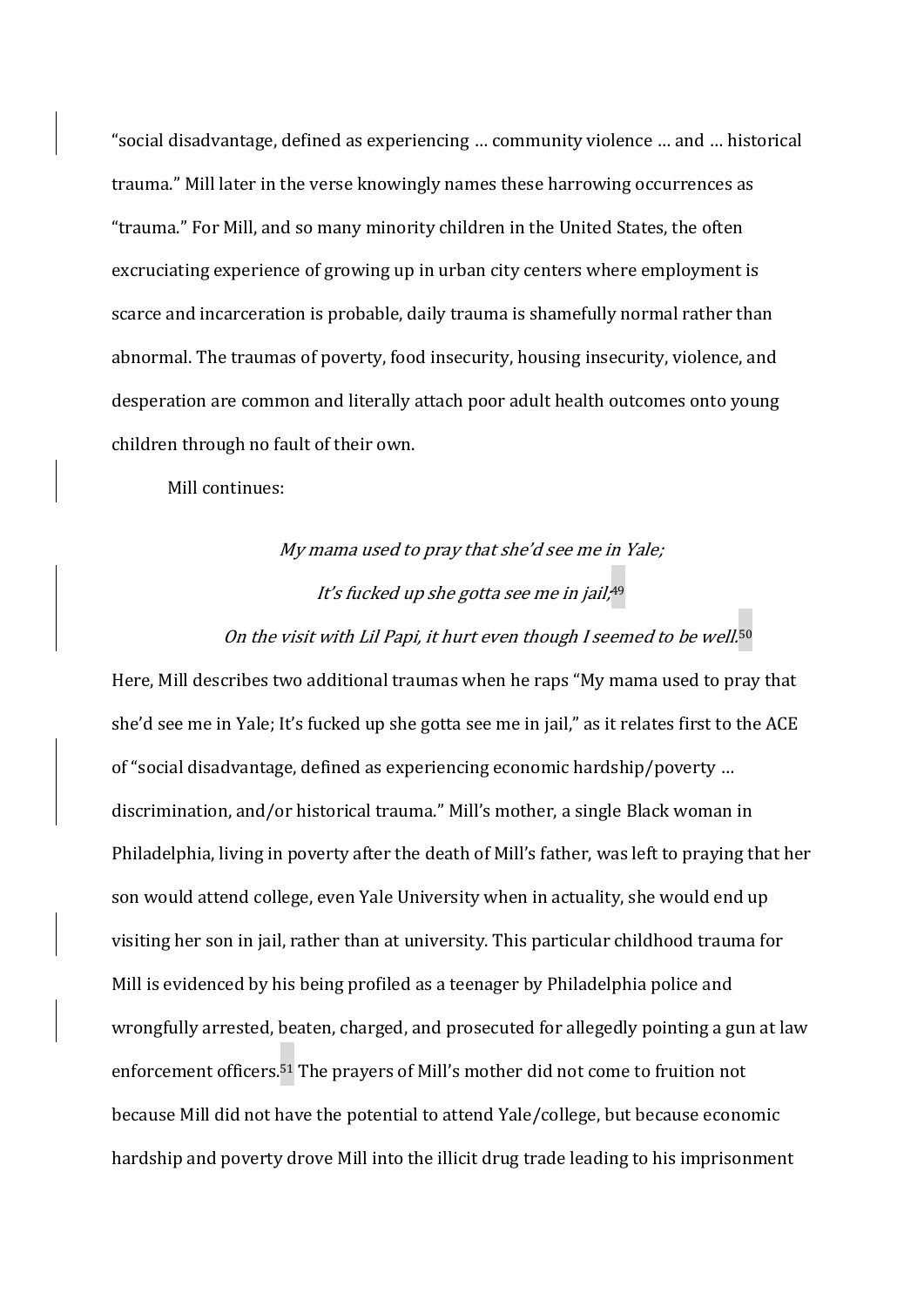"social disadvantage, defined as experiencing … community violence … and … historical trauma." Mill later in the verse knowingly names these harrowing occurrences as "trauma." For Mill, and so many minority children in the United States, the often excruciating experience of growing up in urban city centers where employment is scarce and incarceration is probable, daily trauma is shamefully normal rather than abnormal. The traumas of poverty, food insecurity, housing insecurity, violence, and desperation are common and literally attach poor adult health outcomes onto young children through no fault of their own.

Mill continues:

*My mama used to pray that she'd see me in Yale;*

*It's fucked up she gotta see me in jail;*[49]

*On the visit with Lil Papi, it hurt even though I seemed to be well.*[50]

Here, Mill describes two additional traumas when he raps "My mama used to pray that she'd see me in Yale; It's fucked up she gotta see me in jail," as it relates first to the ACE of "social disadvantage, defined as experiencing economic hardship/poverty … discrimination, and/or historical trauma." Mill's mother, a single Black woman in Philadelphia, living in poverty after the death of Mill's father, was left to praying that her son would attend college, even Yale University when in actuality, she would end up visiting her son in jail, rather than at university. This particular childhood trauma for Mill is evidenced by his being profiled as a teenager by Philadelphia police and wrongfully arrested, beaten, charged, and prosecuted for allegedly pointing a gun at law enforcement officers.[51] The prayers of Mill's mother did not come to fruition not because Mill did not have the potential to attend Yale/college, but because economic hardship and poverty drove Mill into the illicit drug trade leading to his imprisonment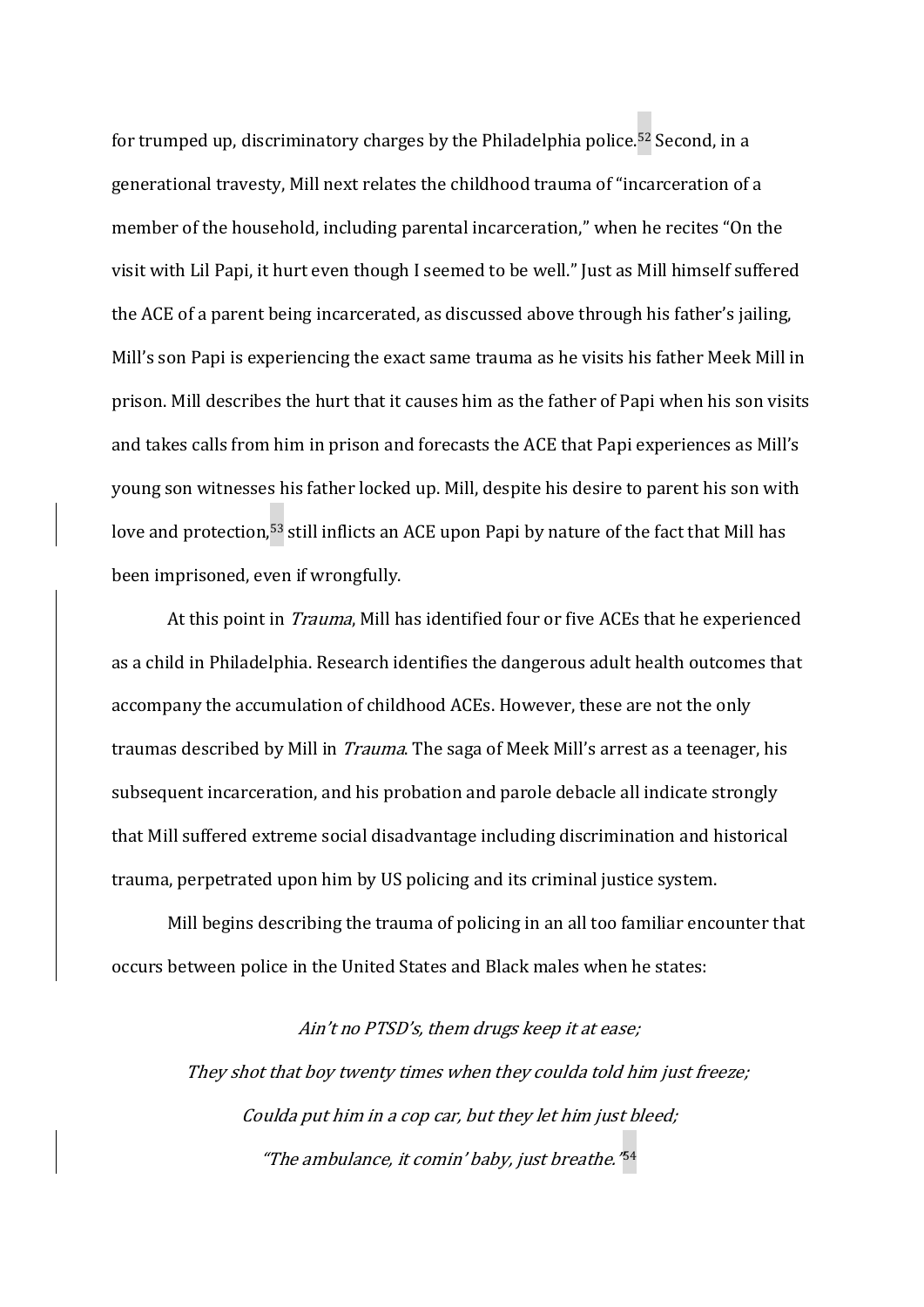for trumped up, discriminatory charges by the Philadelphia police.[52] Second, in a generational travesty, Mill next relates the childhood trauma of "incarceration of a member of the household, including parental incarceration," when he recites "On the visit with Lil Papi, it hurt even though I seemed to be well." Just as Mill himself suffered the ACE of a parent being incarcerated, as discussed above through his father's jailing, Mill's son Papi is experiencing the exact same trauma as he visits his father Meek Mill in prison. Mill describes the hurt that it causes him as the father of Papi when his son visits and takes calls from him in prison and forecasts the ACE that Papi experiences as Mill's young son witnesses his father locked up. Mill, despite his desire to parent his son with love and protection,[53] still inflicts an ACE upon Papi by nature of the fact that Mill has been imprisoned, even if wrongfully.

At this point in *Trauma*, Mill has identified four or five ACEs that he experienced as a child in Philadelphia. Research identifies the dangerous adult health outcomes that accompany the accumulation of childhood ACEs. However, these are not the only traumas described by Mill in *Trauma*. The saga of Meek Mill's arrest as a teenager, his subsequent incarceration, and his probation and parole debacle all indicate strongly that Mill suffered extreme social disadvantage including discrimination and historical trauma, perpetrated upon him by US policing and its criminal justice system.

Mill begins describing the trauma of policing in an all too familiar encounter that occurs between police in the United States and Black males when he states:

*Ain't no PTSD's, them drugs keep it at ease;*
*They shot that boy twenty times when they coulda told him just freeze;*
*Coulda put him in a cop car, but they let him just bleed;*
*"The ambulance, it comin' baby, just breathe."*[54]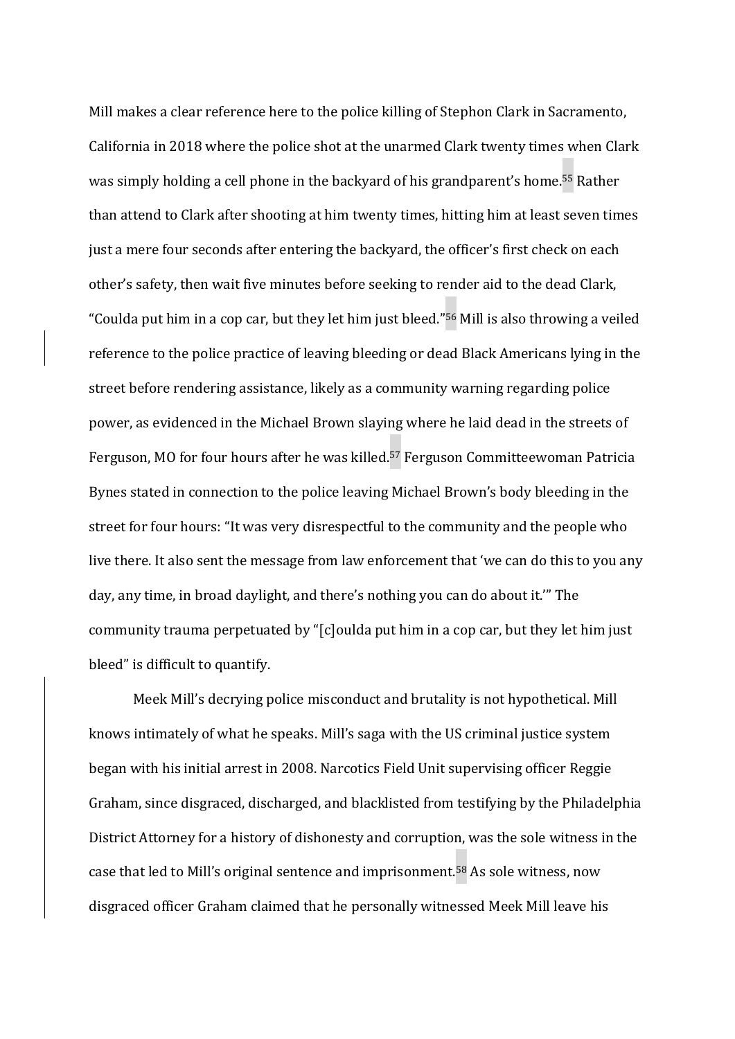Mill makes a clear reference here to the police killing of Stephon Clark in Sacramento, California in 2018 where the police shot at the unarmed Clark twenty times when Clark was simply holding a cell phone in the backyard of his grandparent's home.[55] Rather than attend to Clark after shooting at him twenty times, hitting him at least seven times just a mere four seconds after entering the backyard, the officer's first check on each other's safety, then wait five minutes before seeking to render aid to the dead Clark, "Coulda put him in a cop car, but they let him just bleed."[56] Mill is also throwing a veiled reference to the police practice of leaving bleeding or dead Black Americans lying in the street before rendering assistance, likely as a community warning regarding police power, as evidenced in the Michael Brown slaying where he laid dead in the streets of Ferguson, MO for four hours after he was killed.[57] Ferguson Committeewoman Patricia Bynes stated in connection to the police leaving Michael Brown's body bleeding in the street for four hours: "It was very disrespectful to the community and the people who live there. It also sent the message from law enforcement that 'we can do this to you any day, any time, in broad daylight, and there's nothing you can do about it.'" The community trauma perpetuated by "[c]oulda put him in a cop car, but they let him just bleed" is difficult to quantify.

Meek Mill's decrying police misconduct and brutality is not hypothetical. Mill knows intimately of what he speaks. Mill's saga with the US criminal justice system began with his initial arrest in 2008. Narcotics Field Unit supervising officer Reggie Graham, since disgraced, discharged, and blacklisted from testifying by the Philadelphia District Attorney for a history of dishonesty and corruption, was the sole witness in the case that led to Mill's original sentence and imprisonment.[58] As sole witness, now disgraced officer Graham claimed that he personally witnessed Meek Mill leave his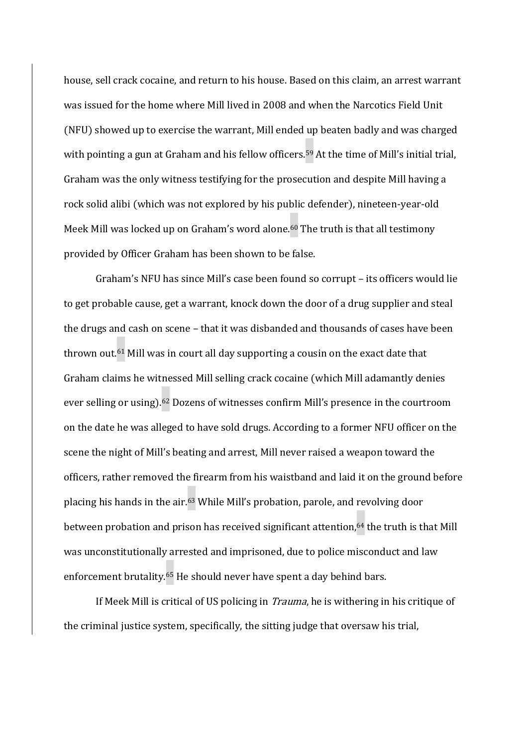house, sell crack cocaine, and return to his house. Based on this claim, an arrest warrant was issued for the home where Mill lived in 2008 and when the Narcotics Field Unit (NFU) showed up to exercise the warrant, Mill ended up beaten badly and was charged with pointing a gun at Graham and his fellow officers.[59] At the time of Mill's initial trial, Graham was the only witness testifying for the prosecution and despite Mill having a rock solid alibi (which was not explored by his public defender), nineteen-year-old Meek Mill was locked up on Graham's word alone.[60] The truth is that all testimony provided by Officer Graham has been shown to be false.

Graham's NFU has since Mill's case been found so corrupt – its officers would lie to get probable cause, get a warrant, knock down the door of a drug supplier and steal the drugs and cash on scene – that it was disbanded and thousands of cases have been thrown out.[61] Mill was in court all day supporting a cousin on the exact date that Graham claims he witnessed Mill selling crack cocaine (which Mill adamantly denies ever selling or using).[62] Dozens of witnesses confirm Mill's presence in the courtroom on the date he was alleged to have sold drugs. According to a former NFU officer on the scene the night of Mill's beating and arrest, Mill never raised a weapon toward the officers, rather removed the firearm from his waistband and laid it on the ground before placing his hands in the air.[63] While Mill's probation, parole, and revolving door between probation and prison has received significant attention,[64] the truth is that Mill was unconstitutionally arrested and imprisoned, due to police misconduct and law enforcement brutality.[65] He should never have spent a day behind bars.

If Meek Mill is critical of US policing in *Trauma*, he is withering in his critique of the criminal justice system, specifically, the sitting judge that oversaw his trial,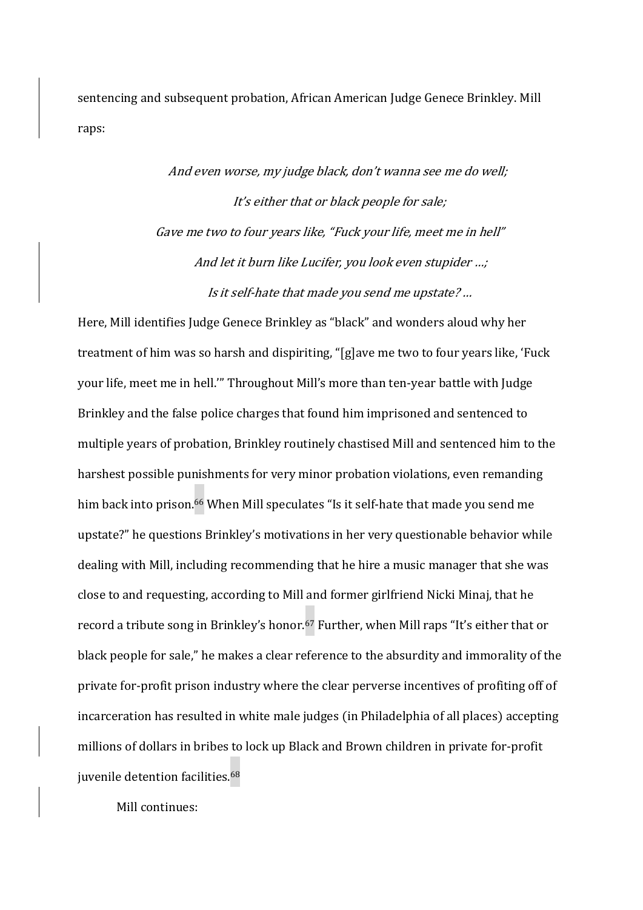sentencing and subsequent probation, African American Judge Genece Brinkley. Mill raps:

*And even worse, my judge black, don't wanna see me do well;*

*It's either that or black people for sale;*

*Gave me two to four years like, "Fuck your life, meet me in hell"*

*And let it burn like Lucifer, you look even stupider …;*

*Is it self-hate that made you send me upstate? …*

Here, Mill identifies Judge Genece Brinkley as "black" and wonders aloud why her treatment of him was so harsh and dispiriting, "[g]ave me two to four years like, 'Fuck your life, meet me in hell.'" Throughout Mill's more than ten-year battle with Judge Brinkley and the false police charges that found him imprisoned and sentenced to multiple years of probation, Brinkley routinely chastised Mill and sentenced him to the harshest possible punishments for very minor probation violations, even remanding him back into prison.[66] When Mill speculates "Is it self-hate that made you send me upstate?" he questions Brinkley's motivations in her very questionable behavior while dealing with Mill, including recommending that he hire a music manager that she was close to and requesting, according to Mill and former girlfriend Nicki Minaj, that he record a tribute song in Brinkley's honor.[67] Further, when Mill raps "It's either that or black people for sale," he makes a clear reference to the absurdity and immorality of the private for-profit prison industry where the clear perverse incentives of profiting off of incarceration has resulted in white male judges (in Philadelphia of all places) accepting millions of dollars in bribes to lock up Black and Brown children in private for-profit juvenile detention facilities.[68]

Mill continues: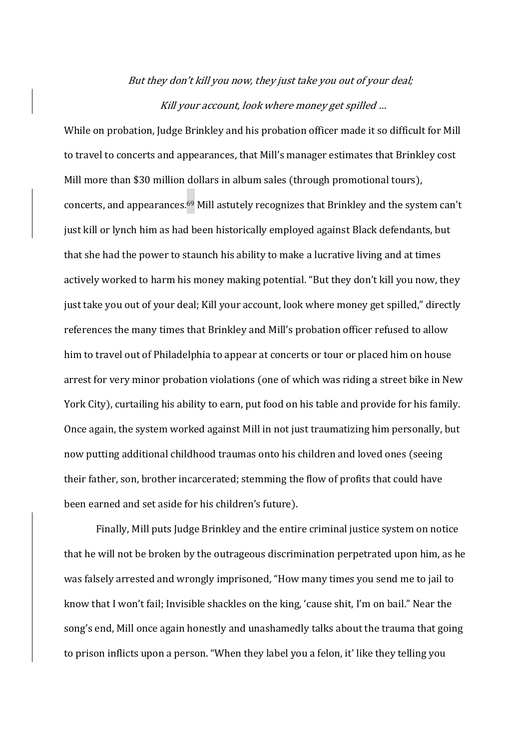*But they don't kill you now, they just take you out of your deal;*

*Kill your account, look where money get spilled …*

While on probation, Judge Brinkley and his probation officer made it so difficult for Mill to travel to concerts and appearances, that Mill's manager estimates that Brinkley cost Mill more than $30 million dollars in album sales (through promotional tours), concerts, and appearances.[69] Mill astutely recognizes that Brinkley and the system can't just kill or lynch him as had been historically employed against Black defendants, but that she had the power to staunch his ability to make a lucrative living and at times actively worked to harm his money making potential. "But they don't kill you now, they just take you out of your deal; Kill your account, look where money get spilled," directly references the many times that Brinkley and Mill's probation officer refused to allow him to travel out of Philadelphia to appear at concerts or tour or placed him on house arrest for very minor probation violations (one of which was riding a street bike in New York City), curtailing his ability to earn, put food on his table and provide for his family. Once again, the system worked against Mill in not just traumatizing him personally, but now putting additional childhood traumas onto his children and loved ones (seeing their father, son, brother incarcerated; stemming the flow of profits that could have been earned and set aside for his children's future).

Finally, Mill puts Judge Brinkley and the entire criminal justice system on notice that he will not be broken by the outrageous discrimination perpetrated upon him, as he was falsely arrested and wrongly imprisoned, "How many times you send me to jail to know that I won't fail; Invisible shackles on the king, 'cause shit, I'm on bail." Near the song's end, Mill once again honestly and unashamedly talks about the trauma that going to prison inflicts upon a person. "When they label you a felon, it' like they telling you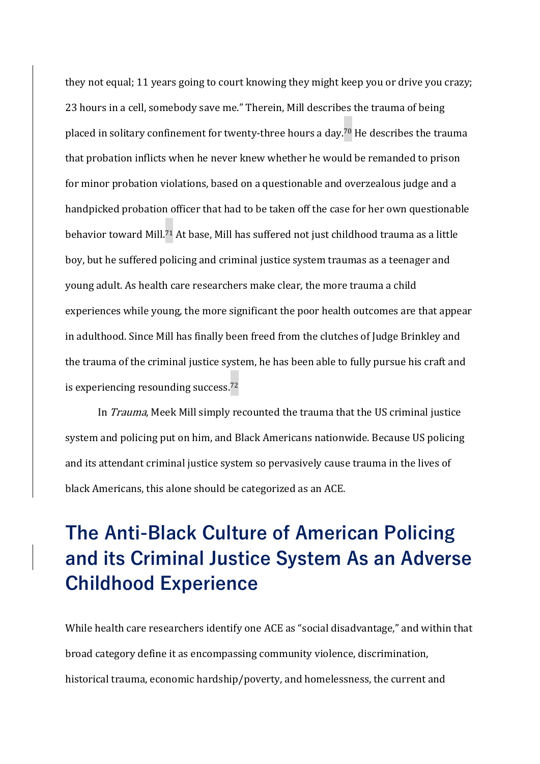they not equal; 11 years going to court knowing they might keep you or drive you crazy; 23 hours in a cell, somebody save me." Therein, Mill describes the trauma of being placed in solitary confinement for twenty-three hours a day.[70] He describes the trauma that probation inflicts when he never knew whether he would be remanded to prison for minor probation violations, based on a questionable and overzealous judge and a handpicked probation officer that had to be taken off the case for her own questionable behavior toward Mill.[71] At base, Mill has suffered not just childhood trauma as a little boy, but he suffered policing and criminal justice system traumas as a teenager and young adult. As health care researchers make clear, the more trauma a child experiences while young, the more significant the poor health outcomes are that appear in adulthood. Since Mill has finally been freed from the clutches of Judge Brinkley and the trauma of the criminal justice system, he has been able to fully pursue his craft and is experiencing resounding success.[72]

In *Trauma*, Meek Mill simply recounted the trauma that the US criminal justice system and policing put on him, and Black Americans nationwide. Because US policing and its attendant criminal justice system so pervasively cause trauma in the lives of black Americans, this alone should be categorized as an ACE.

# The Anti-Black Culture of American Policing and its Criminal Justice System As an Adverse Childhood Experience

While health care researchers identify one ACE as "social disadvantage," and within that broad category define it as encompassing community violence, discrimination, historical trauma, economic hardship/poverty, and homelessness, the current and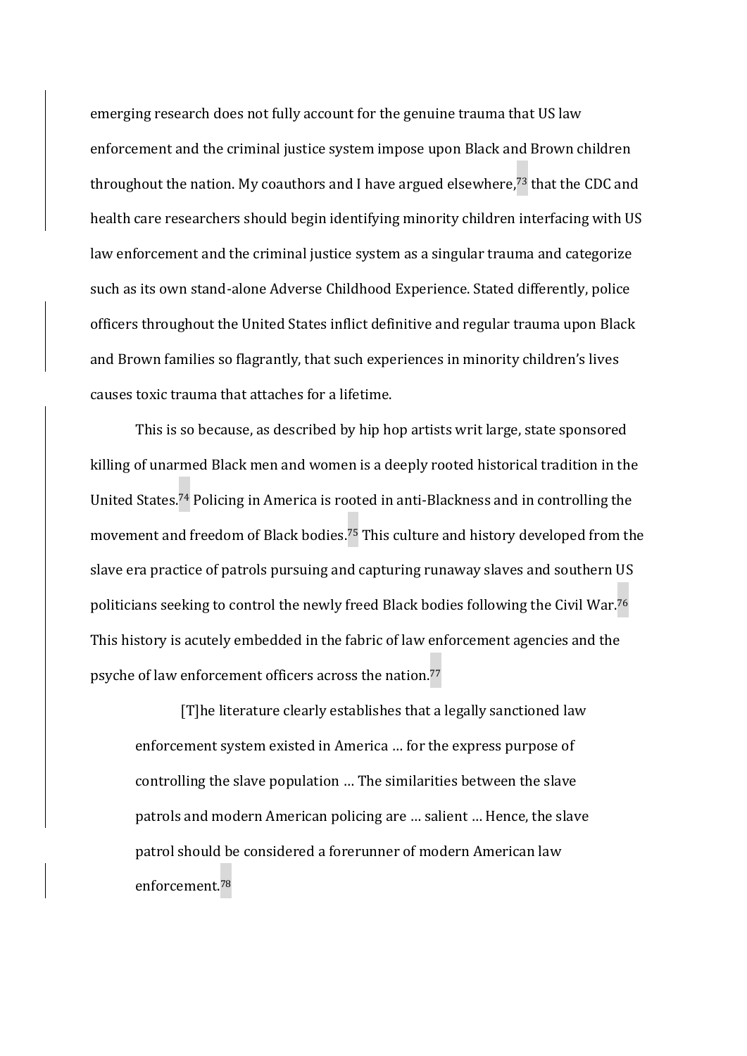emerging research does not fully account for the genuine trauma that US law enforcement and the criminal justice system impose upon Black and Brown children throughout the nation. My coauthors and I have argued elsewhere,[73] that the CDC and health care researchers should begin identifying minority children interfacing with US law enforcement and the criminal justice system as a singular trauma and categorize such as its own stand-alone Adverse Childhood Experience. Stated differently, police officers throughout the United States inflict definitive and regular trauma upon Black and Brown families so flagrantly, that such experiences in minority children's lives causes toxic trauma that attaches for a lifetime.

This is so because, as described by hip hop artists writ large, state sponsored killing of unarmed Black men and women is a deeply rooted historical tradition in the United States.[74] Policing in America is rooted in anti-Blackness and in controlling the movement and freedom of Black bodies.[75] This culture and history developed from the slave era practice of patrols pursuing and capturing runaway slaves and southern US politicians seeking to control the newly freed Black bodies following the Civil War.[76] This history is acutely embedded in the fabric of law enforcement agencies and the psyche of law enforcement officers across the nation.[77]

> [T]he literature clearly establishes that a legally sanctioned law enforcement system existed in America … for the express purpose of controlling the slave population … The similarities between the slave patrols and modern American policing are … salient … Hence, the slave patrol should be considered a forerunner of modern American law enforcement.[78]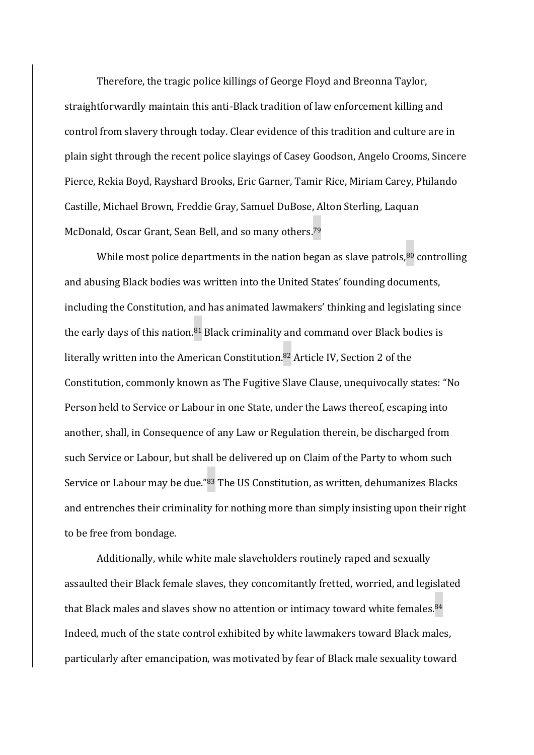Therefore, the tragic police killings of George Floyd and Breonna Taylor, straightforwardly maintain this anti-Black tradition of law enforcement killing and control from slavery through today. Clear evidence of this tradition and culture are in plain sight through the recent police slayings of Casey Goodson, Angelo Crooms, Sincere Pierce, Rekia Boyd, Rayshard Brooks, Eric Garner, Tamir Rice, Miriam Carey, Philando Castille, Michael Brown, Freddie Gray, Samuel DuBose, Alton Sterling, Laquan McDonald, Oscar Grant, Sean Bell, and so many others.[79]

While most police departments in the nation began as slave patrols,[80] controlling and abusing Black bodies was written into the United States' founding documents, including the Constitution, and has animated lawmakers' thinking and legislating since the early days of this nation.[81] Black criminality and command over Black bodies is literally written into the American Constitution.[82] Article IV, Section 2 of the Constitution, commonly known as The Fugitive Slave Clause, unequivocally states: "No Person held to Service or Labour in one State, under the Laws thereof, escaping into another, shall, in Consequence of any Law or Regulation therein, be discharged from such Service or Labour, but shall be delivered up on Claim of the Party to whom such Service or Labour may be due."[83] The US Constitution, as written, dehumanizes Blacks and entrenches their criminality for nothing more than simply insisting upon their right to be free from bondage.

Additionally, while white male slaveholders routinely raped and sexually assaulted their Black female slaves, they concomitantly fretted, worried, and legislated that Black males and slaves show no attention or intimacy toward white females.[84] Indeed, much of the state control exhibited by white lawmakers toward Black males, particularly after emancipation, was motivated by fear of Black male sexuality toward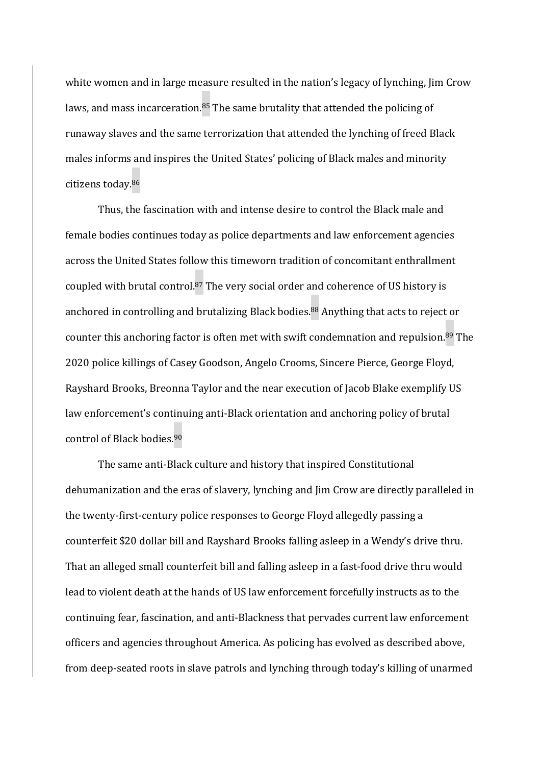white women and in large measure resulted in the nation's legacy of lynching, Jim Crow laws, and mass incarceration.[85] The same brutality that attended the policing of runaway slaves and the same terrorization that attended the lynching of freed Black males informs and inspires the United States' policing of Black males and minority citizens today.[86]

Thus, the fascination with and intense desire to control the Black male and female bodies continues today as police departments and law enforcement agencies across the United States follow this timeworn tradition of concomitant enthrallment coupled with brutal control.[87] The very social order and coherence of US history is anchored in controlling and brutalizing Black bodies.[88] Anything that acts to reject or counter this anchoring factor is often met with swift condemnation and repulsion.[89] The 2020 police killings of Casey Goodson, Angelo Crooms, Sincere Pierce, George Floyd, Rayshard Brooks, Breonna Taylor and the near execution of Jacob Blake exemplify US law enforcement's continuing anti-Black orientation and anchoring policy of brutal control of Black bodies.[90]

The same anti-Black culture and history that inspired Constitutional dehumanization and the eras of slavery, lynching and Jim Crow are directly paralleled in the twenty-first-century police responses to George Floyd allegedly passing a counterfeit $20 dollar bill and Rayshard Brooks falling asleep in a Wendy's drive thru. That an alleged small counterfeit bill and falling asleep in a fast-food drive thru would lead to violent death at the hands of US law enforcement forcefully instructs as to the continuing fear, fascination, and anti-Blackness that pervades current law enforcement officers and agencies throughout America. As policing has evolved as described above, from deep-seated roots in slave patrols and lynching through today's killing of unarmed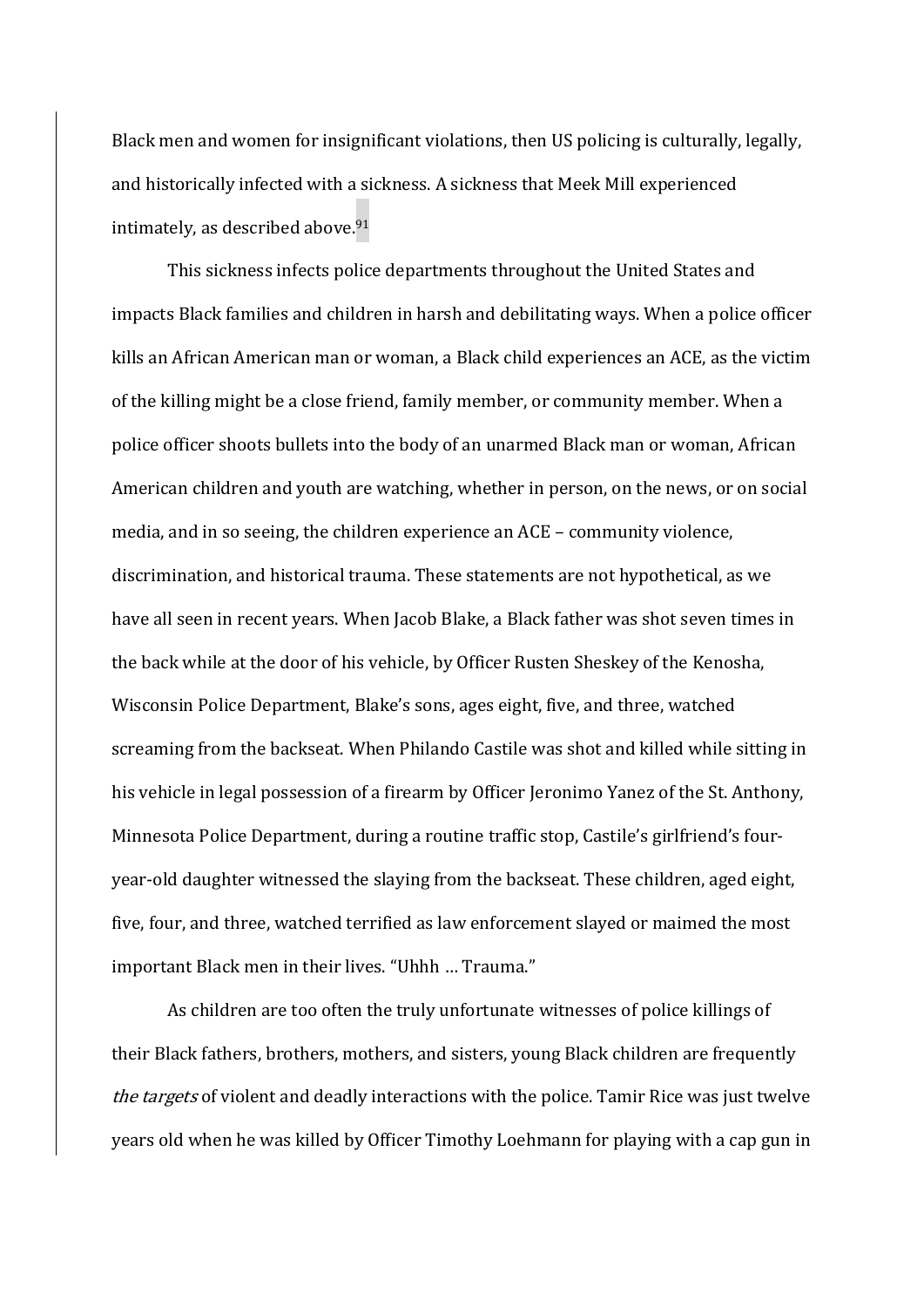Black men and women for insignificant violations, then US policing is culturally, legally, and historically infected with a sickness. A sickness that Meek Mill experienced intimately, as described above.[91]

This sickness infects police departments throughout the United States and impacts Black families and children in harsh and debilitating ways. When a police officer kills an African American man or woman, a Black child experiences an ACE, as the victim of the killing might be a close friend, family member, or community member. When a police officer shoots bullets into the body of an unarmed Black man or woman, African American children and youth are watching, whether in person, on the news, or on social media, and in so seeing, the children experience an ACE – community violence, discrimination, and historical trauma. These statements are not hypothetical, as we have all seen in recent years. When Jacob Blake, a Black father was shot seven times in the back while at the door of his vehicle, by Officer Rusten Sheskey of the Kenosha, Wisconsin Police Department, Blake's sons, ages eight, five, and three, watched screaming from the backseat. When Philando Castile was shot and killed while sitting in his vehicle in legal possession of a firearm by Officer Jeronimo Yanez of the St. Anthony, Minnesota Police Department, during a routine traffic stop, Castile's girlfriend's four-year-old daughter witnessed the slaying from the backseat. These children, aged eight, five, four, and three, watched terrified as law enforcement slayed or maimed the most important Black men in their lives. "Uhhh … Trauma."

As children are too often the truly unfortunate witnesses of police killings of their Black fathers, brothers, mothers, and sisters, young Black children are frequently *the targets* of violent and deadly interactions with the police. Tamir Rice was just twelve years old when he was killed by Officer Timothy Loehmann for playing with a cap gun in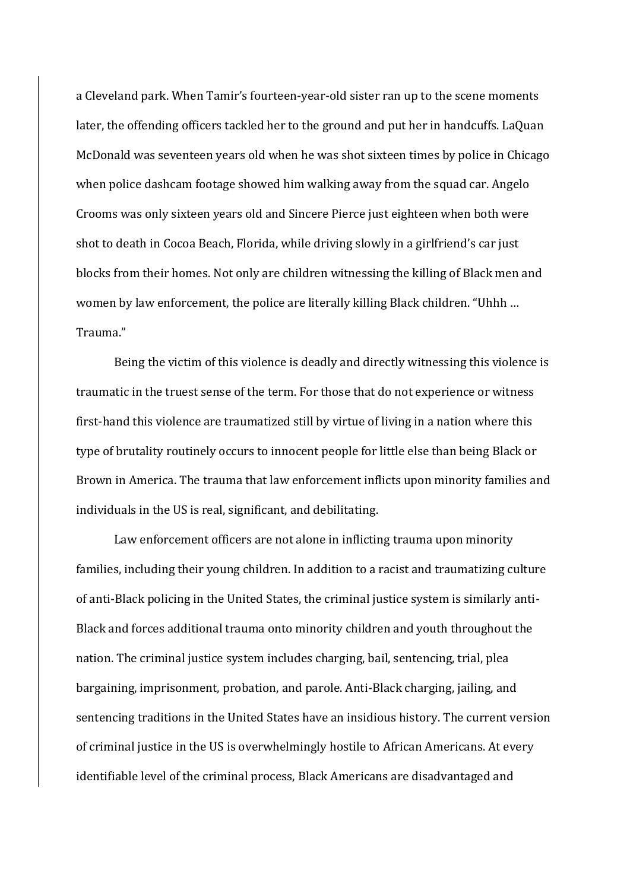a Cleveland park. When Tamir's fourteen-year-old sister ran up to the scene moments later, the offending officers tackled her to the ground and put her in handcuffs. LaQuan McDonald was seventeen years old when he was shot sixteen times by police in Chicago when police dashcam footage showed him walking away from the squad car. Angelo Crooms was only sixteen years old and Sincere Pierce just eighteen when both were shot to death in Cocoa Beach, Florida, while driving slowly in a girlfriend's car just blocks from their homes. Not only are children witnessing the killing of Black men and women by law enforcement, the police are literally killing Black children. "Uhhh … Trauma."

Being the victim of this violence is deadly and directly witnessing this violence is traumatic in the truest sense of the term. For those that do not experience or witness first-hand this violence are traumatized still by virtue of living in a nation where this type of brutality routinely occurs to innocent people for little else than being Black or Brown in America. The trauma that law enforcement inflicts upon minority families and individuals in the US is real, significant, and debilitating.

Law enforcement officers are not alone in inflicting trauma upon minority families, including their young children. In addition to a racist and traumatizing culture of anti-Black policing in the United States, the criminal justice system is similarly anti-Black and forces additional trauma onto minority children and youth throughout the nation. The criminal justice system includes charging, bail, sentencing, trial, plea bargaining, imprisonment, probation, and parole. Anti-Black charging, jailing, and sentencing traditions in the United States have an insidious history. The current version of criminal justice in the US is overwhelmingly hostile to African Americans. At every identifiable level of the criminal process, Black Americans are disadvantaged and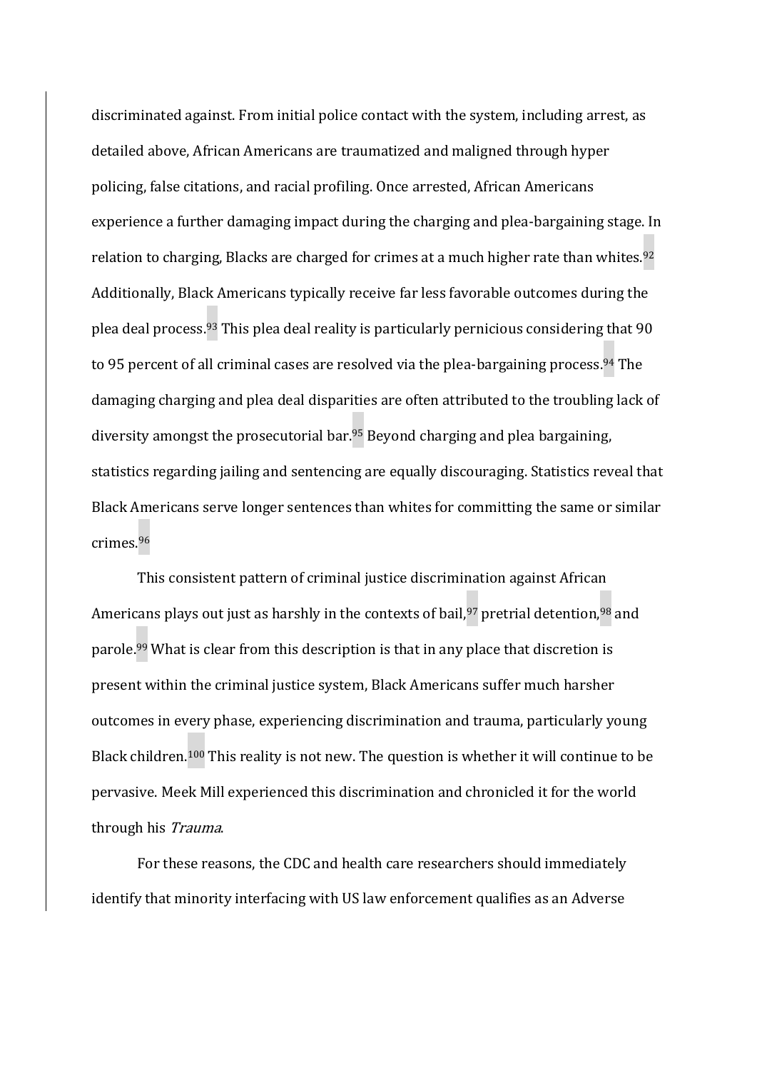discriminated against. From initial police contact with the system, including arrest, as detailed above, African Americans are traumatized and maligned through hyper policing, false citations, and racial profiling. Once arrested, African Americans experience a further damaging impact during the charging and plea-bargaining stage. In relation to charging, Blacks are charged for crimes at a much higher rate than whites.[92] Additionally, Black Americans typically receive far less favorable outcomes during the plea deal process.[93] This plea deal reality is particularly pernicious considering that 90 to 95 percent of all criminal cases are resolved via the plea-bargaining process.[94] The damaging charging and plea deal disparities are often attributed to the troubling lack of diversity amongst the prosecutorial bar.[95] Beyond charging and plea bargaining, statistics regarding jailing and sentencing are equally discouraging. Statistics reveal that Black Americans serve longer sentences than whites for committing the same or similar crimes.[96]

This consistent pattern of criminal justice discrimination against African Americans plays out just as harshly in the contexts of bail,[97] pretrial detention,[98] and parole.[99] What is clear from this description is that in any place that discretion is present within the criminal justice system, Black Americans suffer much harsher outcomes in every phase, experiencing discrimination and trauma, particularly young Black children.[100] This reality is not new. The question is whether it will continue to be pervasive. Meek Mill experienced this discrimination and chronicled it for the world through his *Trauma*.

For these reasons, the CDC and health care researchers should immediately identify that minority interfacing with US law enforcement qualifies as an Adverse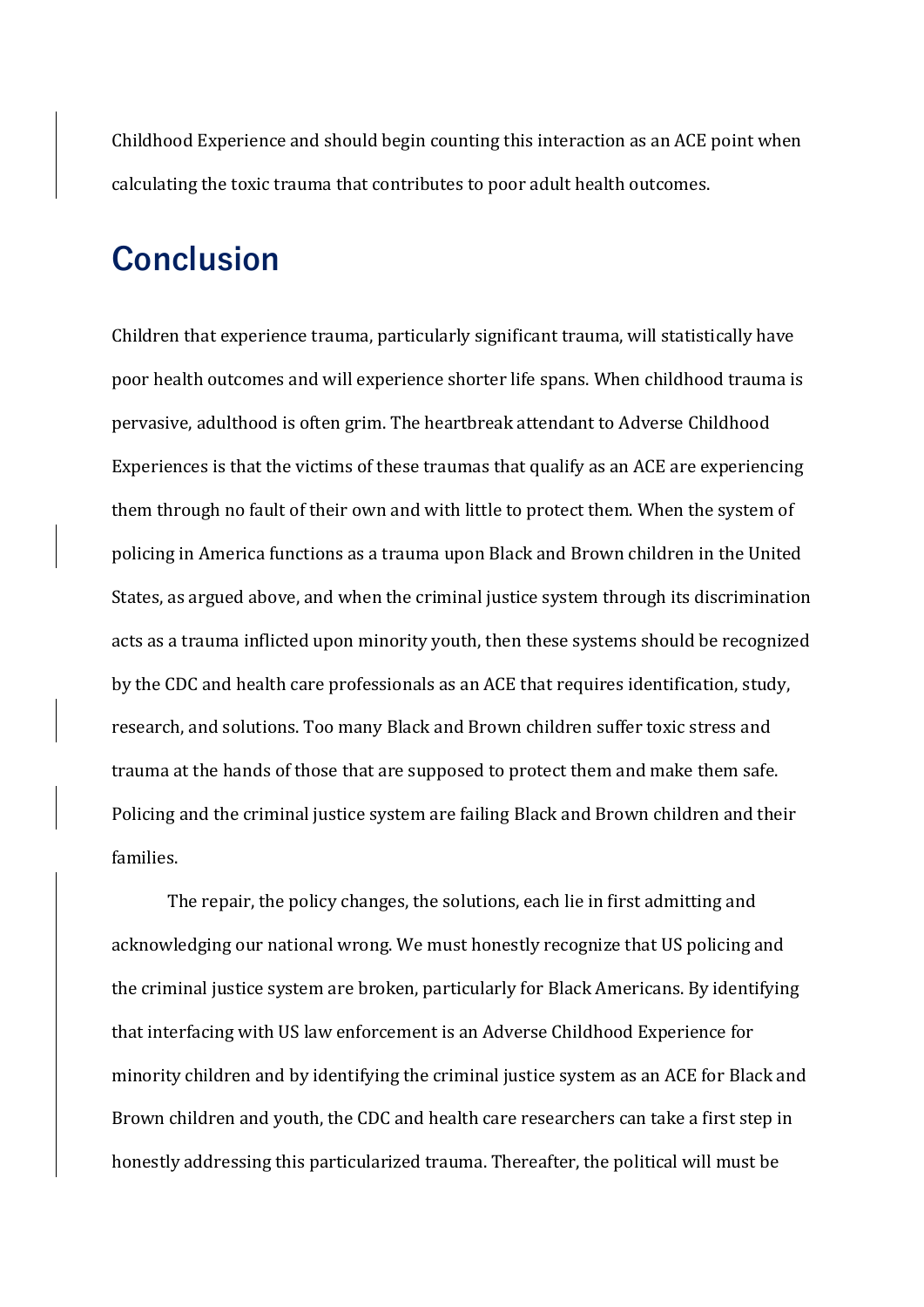Childhood Experience and should begin counting this interaction as an ACE point when calculating the toxic trauma that contributes to poor adult health outcomes.

## Conclusion

Children that experience trauma, particularly significant trauma, will statistically have poor health outcomes and will experience shorter life spans. When childhood trauma is pervasive, adulthood is often grim. The heartbreak attendant to Adverse Childhood Experiences is that the victims of these traumas that qualify as an ACE are experiencing them through no fault of their own and with little to protect them. When the system of policing in America functions as a trauma upon Black and Brown children in the United States, as argued above, and when the criminal justice system through its discrimination acts as a trauma inflicted upon minority youth, then these systems should be recognized by the CDC and health care professionals as an ACE that requires identification, study, research, and solutions. Too many Black and Brown children suffer toxic stress and trauma at the hands of those that are supposed to protect them and make them safe. Policing and the criminal justice system are failing Black and Brown children and their families.

The repair, the policy changes, the solutions, each lie in first admitting and acknowledging our national wrong. We must honestly recognize that US policing and the criminal justice system are broken, particularly for Black Americans. By identifying that interfacing with US law enforcement is an Adverse Childhood Experience for minority children and by identifying the criminal justice system as an ACE for Black and Brown children and youth, the CDC and health care researchers can take a first step in honestly addressing this particularized trauma. Thereafter, the political will must be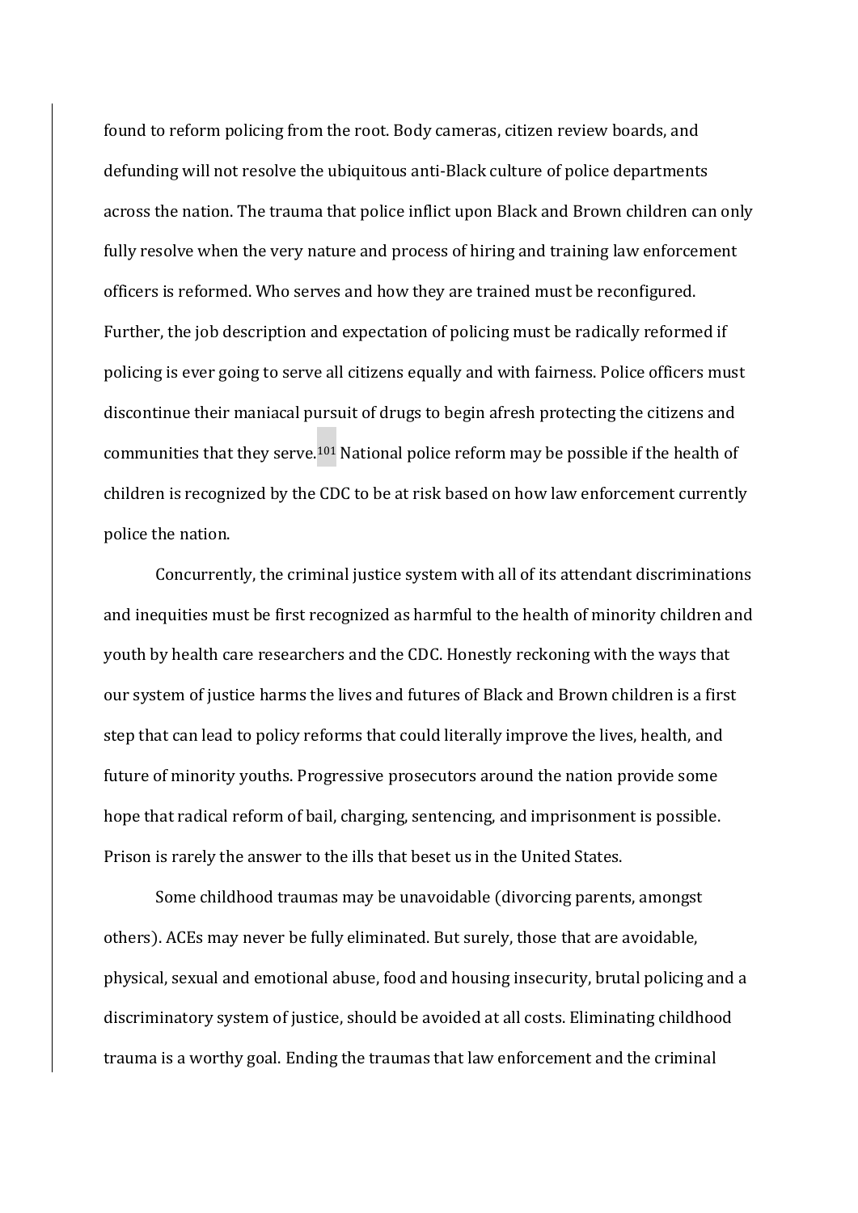found to reform policing from the root. Body cameras, citizen review boards, and defunding will not resolve the ubiquitous anti-Black culture of police departments across the nation. The trauma that police inflict upon Black and Brown children can only fully resolve when the very nature and process of hiring and training law enforcement officers is reformed. Who serves and how they are trained must be reconfigured. Further, the job description and expectation of policing must be radically reformed if policing is ever going to serve all citizens equally and with fairness. Police officers must discontinue their maniacal pursuit of drugs to begin afresh protecting the citizens and communities that they serve.[101] National police reform may be possible if the health of children is recognized by the CDC to be at risk based on how law enforcement currently police the nation.

Concurrently, the criminal justice system with all of its attendant discriminations and inequities must be first recognized as harmful to the health of minority children and youth by health care researchers and the CDC. Honestly reckoning with the ways that our system of justice harms the lives and futures of Black and Brown children is a first step that can lead to policy reforms that could literally improve the lives, health, and future of minority youths. Progressive prosecutors around the nation provide some hope that radical reform of bail, charging, sentencing, and imprisonment is possible. Prison is rarely the answer to the ills that beset us in the United States.

Some childhood traumas may be unavoidable (divorcing parents, amongst others). ACEs may never be fully eliminated. But surely, those that are avoidable, physical, sexual and emotional abuse, food and housing insecurity, brutal policing and a discriminatory system of justice, should be avoided at all costs. Eliminating childhood trauma is a worthy goal. Ending the traumas that law enforcement and the criminal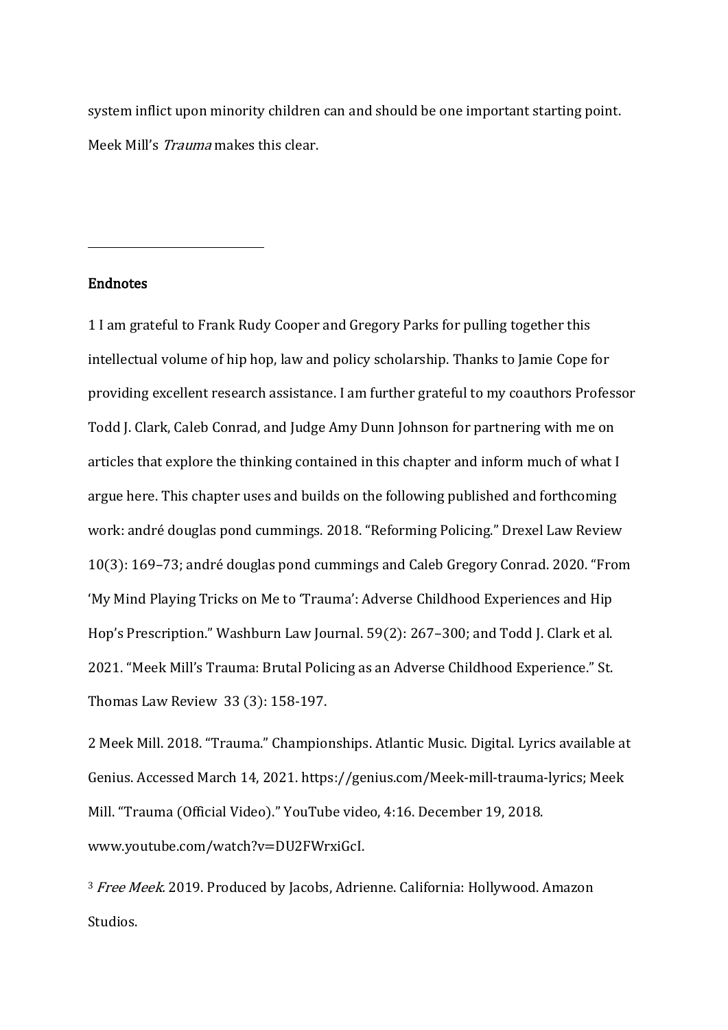system inflict upon minority children can and should be one important starting point. Meek Mill's *Trauma* makes this clear.

---

## Endnotes

1 I am grateful to Frank Rudy Cooper and Gregory Parks for pulling together this intellectual volume of hip hop, law and policy scholarship. Thanks to Jamie Cope for providing excellent research assistance. I am further grateful to my coauthors Professor Todd J. Clark, Caleb Conrad, and Judge Amy Dunn Johnson for partnering with me on articles that explore the thinking contained in this chapter and inform much of what I argue here. This chapter uses and builds on the following published and forthcoming work: andré douglas pond cummings. 2018. "Reforming Policing." Drexel Law Review 10(3): 169–73; andré douglas pond cummings and Caleb Gregory Conrad. 2020. "From 'My Mind Playing Tricks on Me to 'Trauma': Adverse Childhood Experiences and Hip Hop's Prescription." Washburn Law Journal. 59(2): 267–300; and Todd J. Clark et al. 2021. "Meek Mill's Trauma: Brutal Policing as an Adverse Childhood Experience." St. Thomas Law Review 33 (3): 158-197.

2 Meek Mill. 2018. "Trauma." Championships. Atlantic Music. Digital. Lyrics available at Genius. Accessed March 14, 2021. https://genius.com/Meek-mill-trauma-lyrics; Meek Mill. "Trauma (Official Video)." YouTube video, 4:16. December 19, 2018. www.youtube.com/watch?v=DU2FWrxiGcI.

3 *Free Meek.* 2019. Produced by Jacobs, Adrienne. California: Hollywood. Amazon Studios.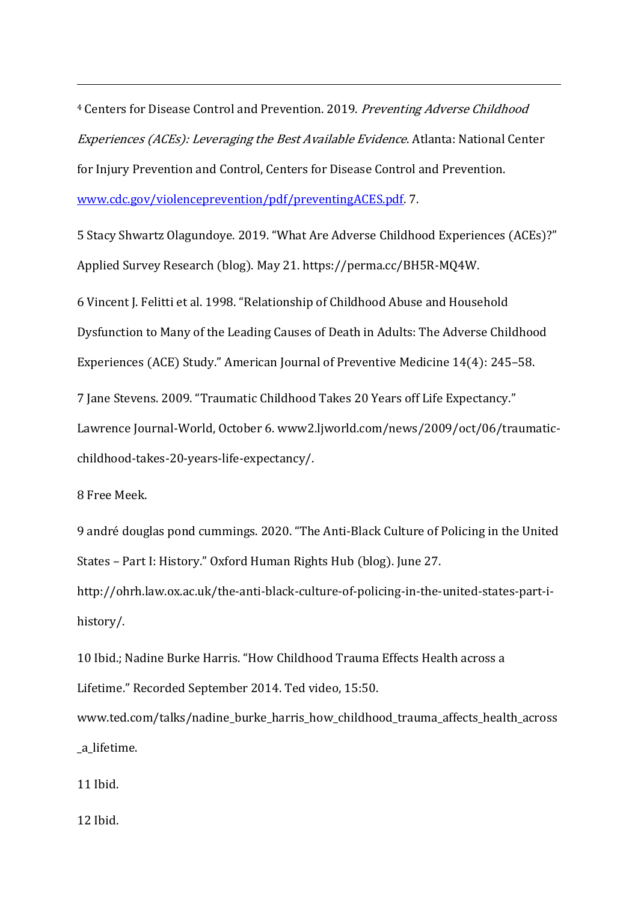[4] Centers for Disease Control and Prevention. 2019. *Preventing Adverse Childhood Experiences (ACEs): Leveraging the Best Available Evidence*. Atlanta: National Center for Injury Prevention and Control, Centers for Disease Control and Prevention. [www.cdc.gov/violenceprevention/pdf/preventingACES.pdf](www.cdc.gov/violenceprevention/pdf/preventingACES.pdf). 7.

5 Stacy Shwartz Olagundoye. 2019. "What Are Adverse Childhood Experiences (ACEs)?" Applied Survey Research (blog). May 21. https://perma.cc/BH5R-MQ4W.

6 Vincent J. Felitti et al. 1998. "Relationship of Childhood Abuse and Household Dysfunction to Many of the Leading Causes of Death in Adults: The Adverse Childhood Experiences (ACE) Study." American Journal of Preventive Medicine 14(4): 245–58.

7 Jane Stevens. 2009. "Traumatic Childhood Takes 20 Years off Life Expectancy." Lawrence Journal-World, October 6. www2.ljworld.com/news/2009/oct/06/traumatic-childhood-takes-20-years-life-expectancy/.

8 Free Meek.

9 andré douglas pond cummings. 2020. "The Anti-Black Culture of Policing in the United States – Part I: History." Oxford Human Rights Hub (blog). June 27. http://ohrh.law.ox.ac.uk/the-anti-black-culture-of-policing-in-the-united-states-part-i-history/.

10 Ibid.; Nadine Burke Harris. "How Childhood Trauma Effects Health across a Lifetime." Recorded September 2014. Ted video, 15:50. www.ted.com/talks/nadine_burke_harris_how_childhood_trauma_affects_health_across_a_lifetime.

11 Ibid.

12 Ibid.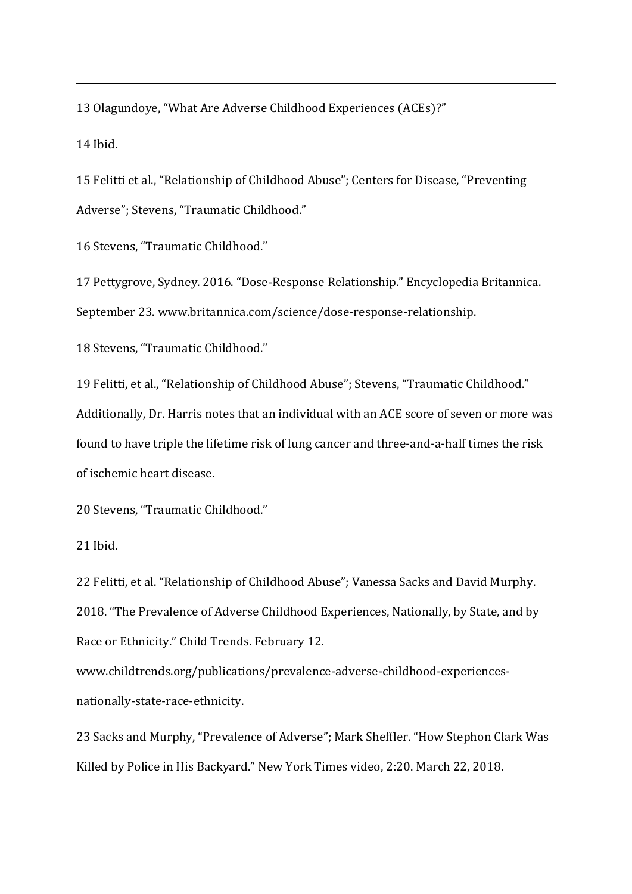13 Olagundoye, "What Are Adverse Childhood Experiences (ACEs)?"

14 Ibid.

15 Felitti et al., "Relationship of Childhood Abuse"; Centers for Disease, "Preventing Adverse"; Stevens, "Traumatic Childhood."

16 Stevens, "Traumatic Childhood."

17 Pettygrove, Sydney. 2016. "Dose-Response Relationship." Encyclopedia Britannica. September 23. www.britannica.com/science/dose-response-relationship.

18 Stevens, "Traumatic Childhood."

19 Felitti, et al., "Relationship of Childhood Abuse"; Stevens, "Traumatic Childhood." Additionally, Dr. Harris notes that an individual with an ACE score of seven or more was found to have triple the lifetime risk of lung cancer and three-and-a-half times the risk of ischemic heart disease.

20 Stevens, "Traumatic Childhood."

21 Ibid.

22 Felitti, et al. "Relationship of Childhood Abuse"; Vanessa Sacks and David Murphy. 2018. "The Prevalence of Adverse Childhood Experiences, Nationally, by State, and by Race or Ethnicity." Child Trends. February 12. www.childtrends.org/publications/prevalence-adverse-childhood-experiences-nationally-state-race-ethnicity.

23 Sacks and Murphy, "Prevalence of Adverse"; Mark Sheffler. "How Stephon Clark Was Killed by Police in His Backyard." New York Times video, 2:20. March 22, 2018.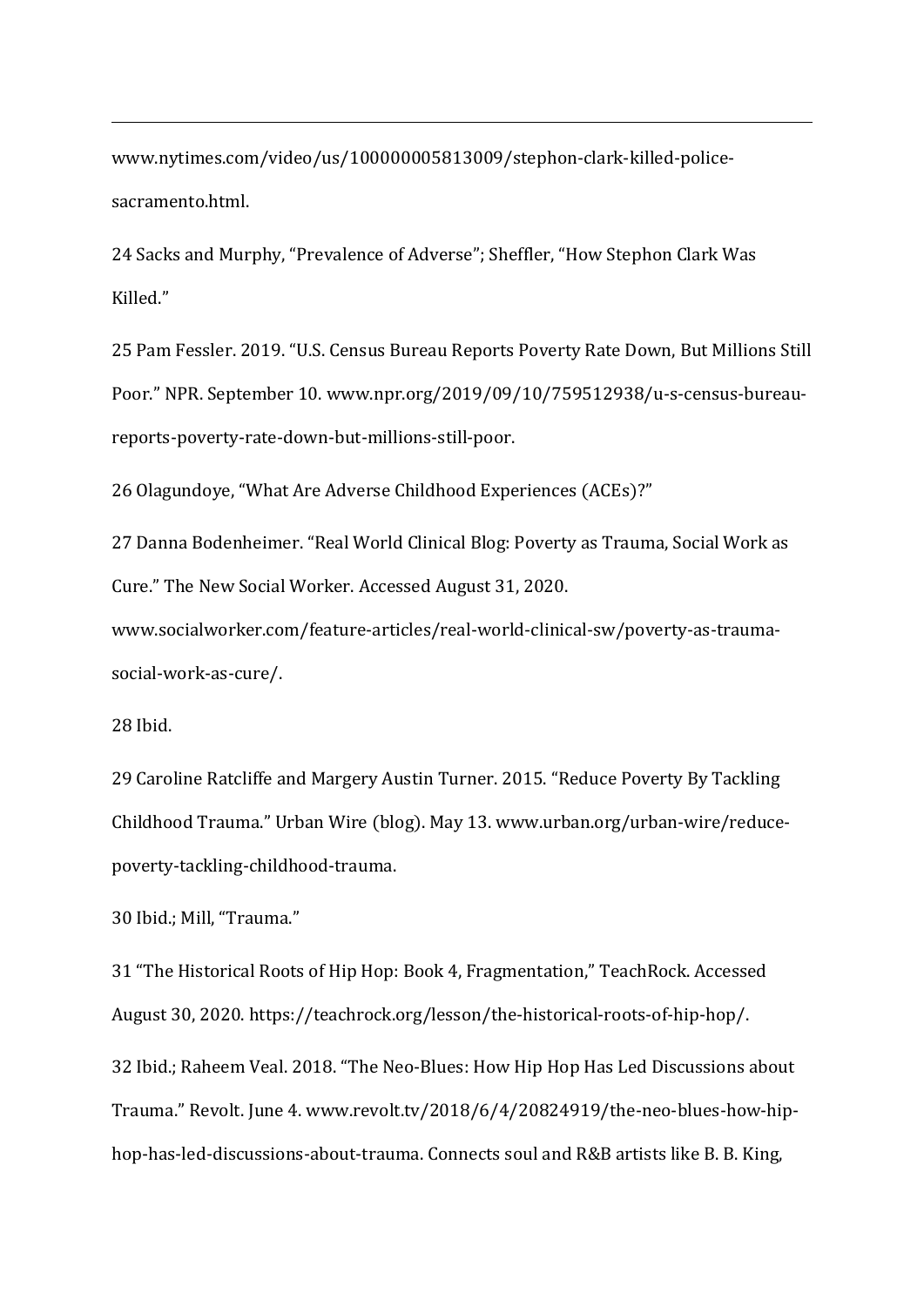www.nytimes.com/video/us/100000005813009/stephon-clark-killed-police-sacramento.html.

24 Sacks and Murphy, "Prevalence of Adverse"; Sheffler, "How Stephon Clark Was Killed."

25 Pam Fessler. 2019. "U.S. Census Bureau Reports Poverty Rate Down, But Millions Still Poor." NPR. September 10. www.npr.org/2019/09/10/759512938/u-s-census-bureau-reports-poverty-rate-down-but-millions-still-poor.

26 Olagundoye, "What Are Adverse Childhood Experiences (ACEs)?"

27 Danna Bodenheimer. "Real World Clinical Blog: Poverty as Trauma, Social Work as Cure." The New Social Worker. Accessed August 31, 2020. www.socialworker.com/feature-articles/real-world-clinical-sw/poverty-as-trauma-social-work-as-cure/.

28 Ibid.

29 Caroline Ratcliffe and Margery Austin Turner. 2015. "Reduce Poverty By Tackling Childhood Trauma." Urban Wire (blog). May 13. www.urban.org/urban-wire/reduce-poverty-tackling-childhood-trauma.

30 Ibid.; Mill, "Trauma."

31 "The Historical Roots of Hip Hop: Book 4, Fragmentation," TeachRock. Accessed August 30, 2020. https://teachrock.org/lesson/the-historical-roots-of-hip-hop/.

32 Ibid.; Raheem Veal. 2018. "The Neo-Blues: How Hip Hop Has Led Discussions about Trauma." Revolt. June 4. www.revolt.tv/2018/6/4/20824919/the-neo-blues-how-hip-hop-has-led-discussions-about-trauma. Connects soul and R&B artists like B. B. King,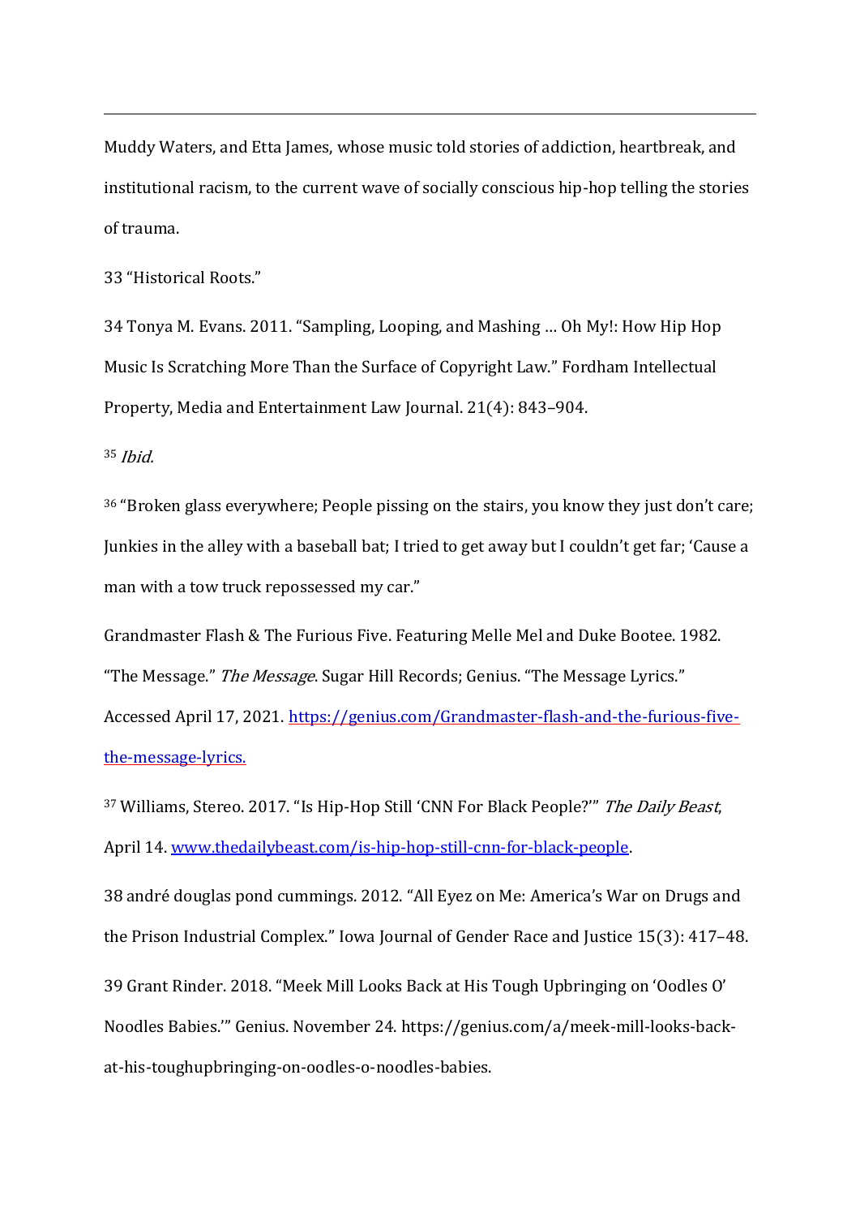Muddy Waters, and Etta James, whose music told stories of addiction, heartbreak, and institutional racism, to the current wave of socially conscious hip-hop telling the stories of trauma.

33 "Historical Roots."

34 Tonya M. Evans. 2011. "Sampling, Looping, and Mashing … Oh My!: How Hip Hop Music Is Scratching More Than the Surface of Copyright Law." Fordham Intellectual Property, Media and Entertainment Law Journal. 21(4): 843–904.

[35] *Ibid.*

[36] "Broken glass everywhere; People pissing on the stairs, you know they just don't care; Junkies in the alley with a baseball bat; I tried to get away but I couldn't get far; 'Cause a man with a tow truck repossessed my car."

Grandmaster Flash & The Furious Five. Featuring Melle Mel and Duke Bootee. 1982. "The Message." *The Message*. Sugar Hill Records; Genius. "The Message Lyrics." Accessed April 17, 2021. https://genius.com/Grandmaster-flash-and-the-furious-five-the-message-lyrics.

[37] Williams, Stereo. 2017. "Is Hip-Hop Still 'CNN For Black People?'" *The Daily Beast*, April 14. www.thedailybeast.com/is-hip-hop-still-cnn-for-black-people.

38 andré douglas pond cummings. 2012. "All Eyez on Me: America's War on Drugs and the Prison Industrial Complex." Iowa Journal of Gender Race and Justice 15(3): 417–48.

39 Grant Rinder. 2018. "Meek Mill Looks Back at His Tough Upbringing on 'Oodles O' Noodles Babies.'" Genius. November 24. https://genius.com/a/meek-mill-looks-back-at-his-toughupbringing-on-oodles-o-noodles-babies.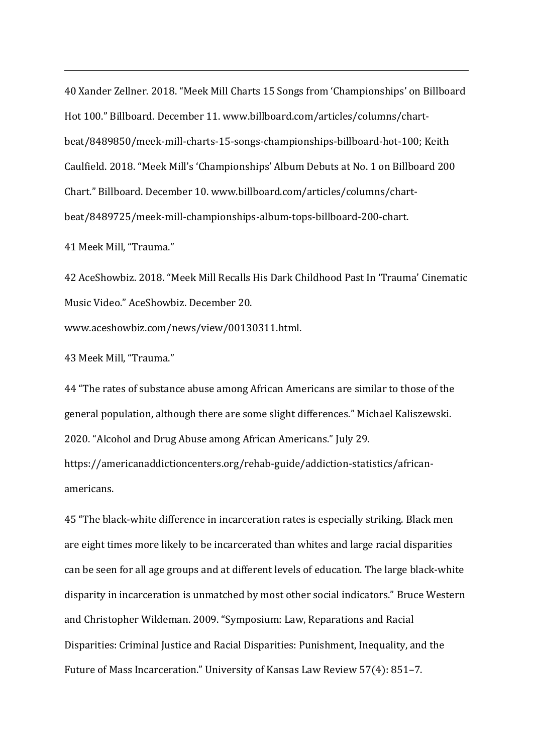40 Xander Zellner. 2018. "Meek Mill Charts 15 Songs from 'Championships' on Billboard Hot 100." Billboard. December 11. www.billboard.com/articles/columns/chart-beat/8489850/meek-mill-charts-15-songs-championships-billboard-hot-100; Keith Caulfield. 2018. "Meek Mill's 'Championships' Album Debuts at No. 1 on Billboard 200 Chart." Billboard. December 10. www.billboard.com/articles/columns/chart-beat/8489725/meek-mill-championships-album-tops-billboard-200-chart.

41 Meek Mill, "Trauma."

42 AceShowbiz. 2018. "Meek Mill Recalls His Dark Childhood Past In 'Trauma' Cinematic Music Video." AceShowbiz. December 20. www.aceshowbiz.com/news/view/00130311.html.

43 Meek Mill, "Trauma."

44 "The rates of substance abuse among African Americans are similar to those of the general population, although there are some slight differences." Michael Kaliszewski. 2020. "Alcohol and Drug Abuse among African Americans." July 29. https://americanaddictioncenters.org/rehab-guide/addiction-statistics/african-americans.

45 "The black-white difference in incarceration rates is especially striking. Black men are eight times more likely to be incarcerated than whites and large racial disparities can be seen for all age groups and at different levels of education. The large black-white disparity in incarceration is unmatched by most other social indicators." Bruce Western and Christopher Wildeman. 2009. "Symposium: Law, Reparations and Racial Disparities: Criminal Justice and Racial Disparities: Punishment, Inequality, and the Future of Mass Incarceration." University of Kansas Law Review 57(4): 851–7.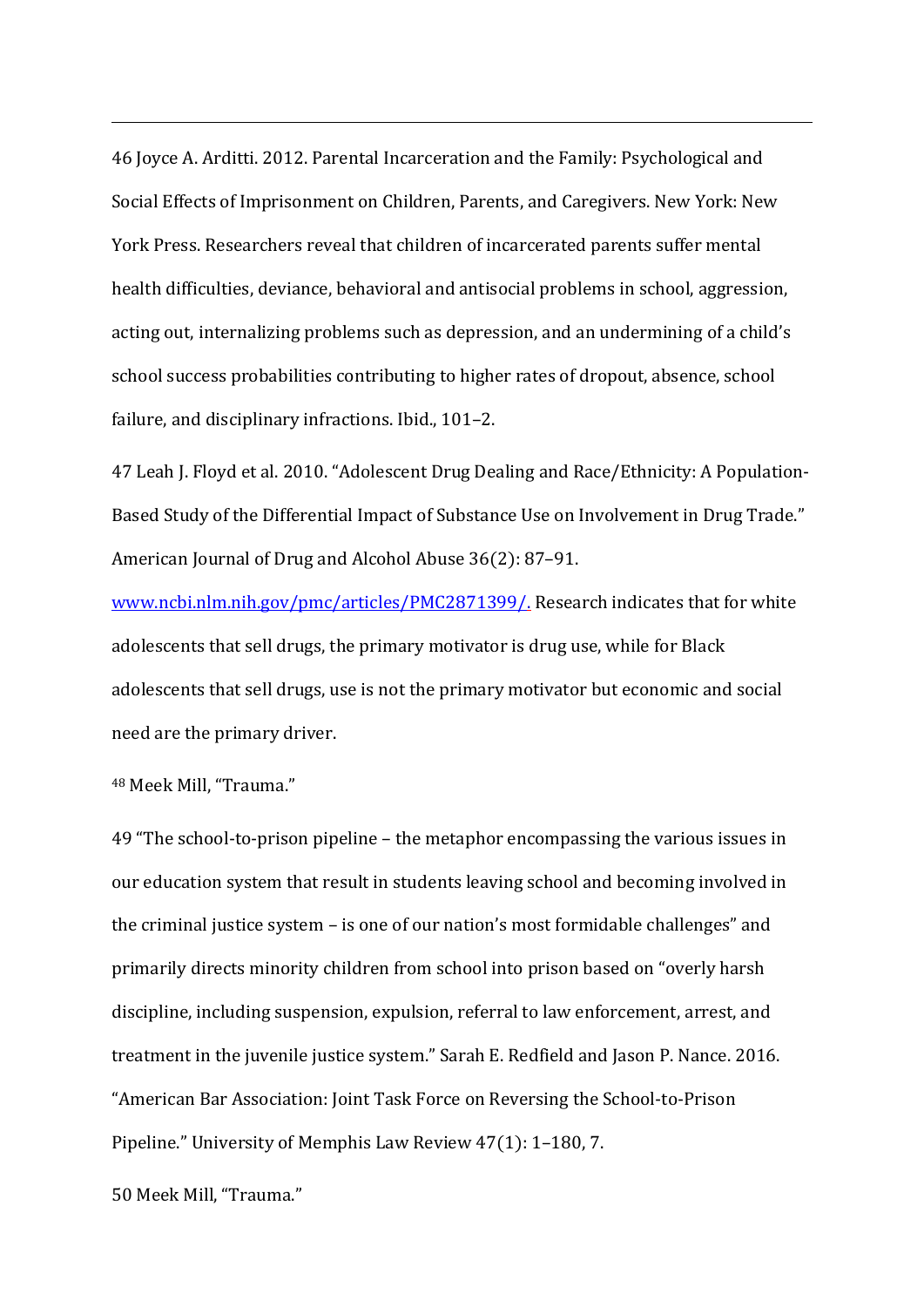46 Joyce A. Arditti. 2012. Parental Incarceration and the Family: Psychological and Social Effects of Imprisonment on Children, Parents, and Caregivers. New York: New York Press. Researchers reveal that children of incarcerated parents suffer mental health difficulties, deviance, behavioral and antisocial problems in school, aggression, acting out, internalizing problems such as depression, and an undermining of a child's school success probabilities contributing to higher rates of dropout, absence, school failure, and disciplinary infractions. Ibid., 101–2.

47 Leah J. Floyd et al. 2010. "Adolescent Drug Dealing and Race/Ethnicity: A Population-Based Study of the Differential Impact of Substance Use on Involvement in Drug Trade." American Journal of Drug and Alcohol Abuse 36(2): 87–91. [www.ncbi.nlm.nih.gov/pmc/articles/PMC2871399/.](www.ncbi.nlm.nih.gov/pmc/articles/PMC2871399/) Research indicates that for white adolescents that sell drugs, the primary motivator is drug use, while for Black adolescents that sell drugs, use is not the primary motivator but economic and social need are the primary driver.

48 Meek Mill, "Trauma."

49 "The school-to-prison pipeline – the metaphor encompassing the various issues in our education system that result in students leaving school and becoming involved in the criminal justice system – is one of our nation's most formidable challenges" and primarily directs minority children from school into prison based on "overly harsh discipline, including suspension, expulsion, referral to law enforcement, arrest, and treatment in the juvenile justice system." Sarah E. Redfield and Jason P. Nance. 2016. "American Bar Association: Joint Task Force on Reversing the School-to-Prison Pipeline." University of Memphis Law Review 47(1): 1–180, 7.

50 Meek Mill, "Trauma."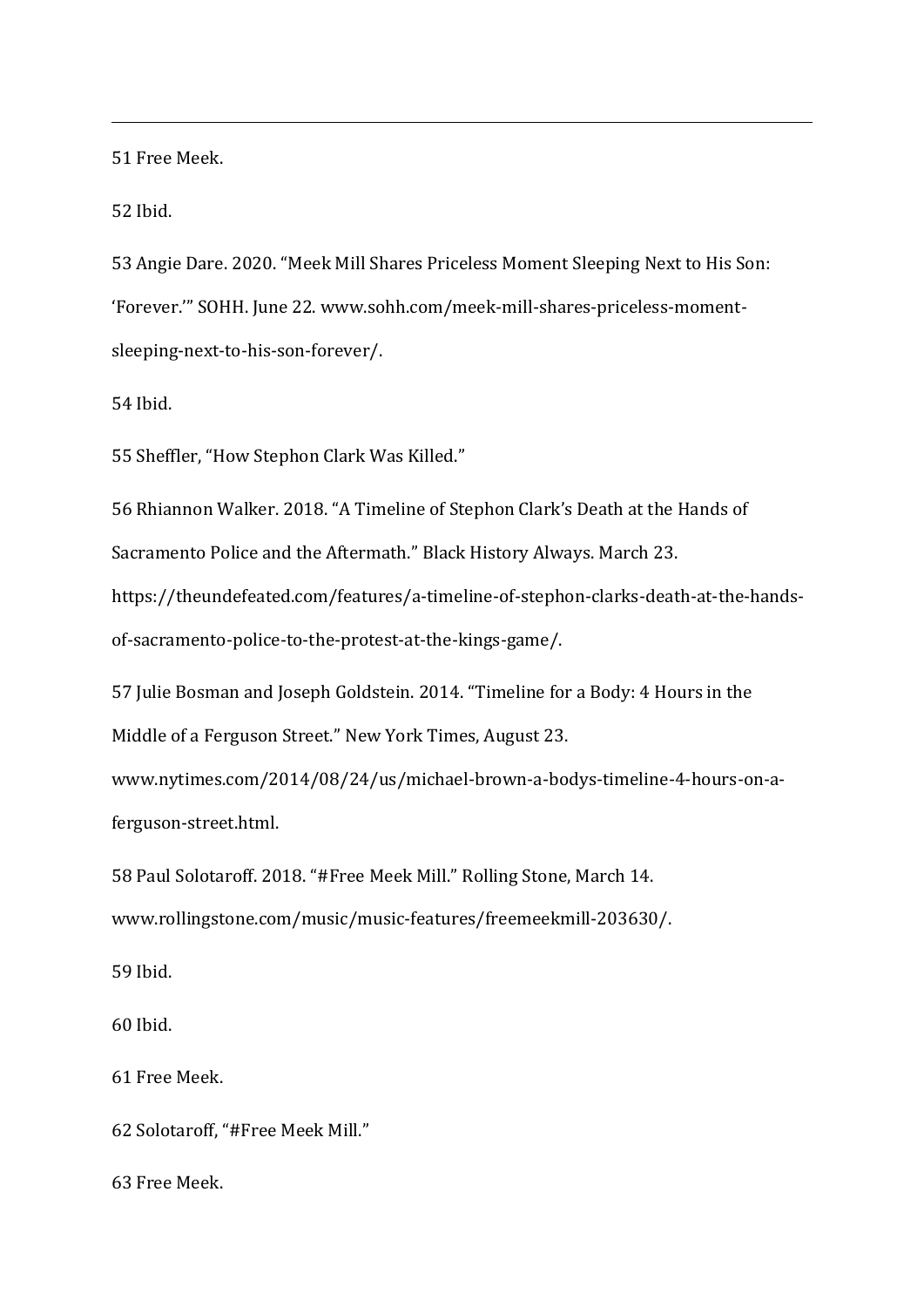51 Free Meek.

52 Ibid.

53 Angie Dare. 2020. "Meek Mill Shares Priceless Moment Sleeping Next to His Son: 'Forever.'" SOHH. June 22. www.sohh.com/meek-mill-shares-priceless-moment-sleeping-next-to-his-son-forever/.

54 Ibid.

55 Sheffler, "How Stephon Clark Was Killed."

56 Rhiannon Walker. 2018. "A Timeline of Stephon Clark's Death at the Hands of Sacramento Police and the Aftermath." Black History Always. March 23. https://theundefeated.com/features/a-timeline-of-stephon-clarks-death-at-the-hands-of-sacramento-police-to-the-protest-at-the-kings-game/.

57 Julie Bosman and Joseph Goldstein. 2014. "Timeline for a Body: 4 Hours in the Middle of a Ferguson Street." New York Times, August 23. www.nytimes.com/2014/08/24/us/michael-brown-a-bodys-timeline-4-hours-on-a-ferguson-street.html.

58 Paul Solotaroff. 2018. "#Free Meek Mill." Rolling Stone, March 14. www.rollingstone.com/music/music-features/freemeekmill-203630/.

59 Ibid.

60 Ibid.

61 Free Meek.

62 Solotaroff, "#Free Meek Mill."

63 Free Meek.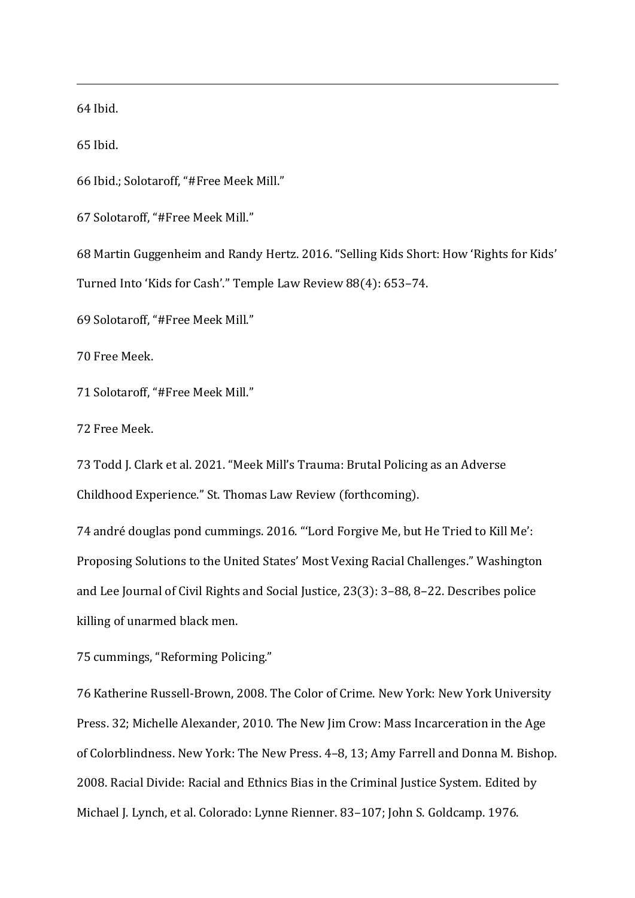64 Ibid.

65 Ibid.

66 Ibid.; Solotaroff, "#Free Meek Mill."

67 Solotaroff, "#Free Meek Mill."

68 Martin Guggenheim and Randy Hertz. 2016. "Selling Kids Short: How 'Rights for Kids' Turned Into 'Kids for Cash'." Temple Law Review 88(4): 653–74.

69 Solotaroff, "#Free Meek Mill."

70 Free Meek.

71 Solotaroff, "#Free Meek Mill."

72 Free Meek.

73 Todd J. Clark et al. 2021. "Meek Mill's Trauma: Brutal Policing as an Adverse Childhood Experience." St. Thomas Law Review (forthcoming).

74 andré douglas pond cummings. 2016. "'Lord Forgive Me, but He Tried to Kill Me': Proposing Solutions to the United States' Most Vexing Racial Challenges." Washington and Lee Journal of Civil Rights and Social Justice, 23(3): 3–88, 8–22. Describes police killing of unarmed black men.

75 cummings, "Reforming Policing."

76 Katherine Russell-Brown, 2008. The Color of Crime. New York: New York University Press. 32; Michelle Alexander, 2010. The New Jim Crow: Mass Incarceration in the Age of Colorblindness. New York: The New Press. 4–8, 13; Amy Farrell and Donna M. Bishop. 2008. Racial Divide: Racial and Ethnics Bias in the Criminal Justice System. Edited by Michael J. Lynch, et al. Colorado: Lynne Rienner. 83–107; John S. Goldcamp. 1976.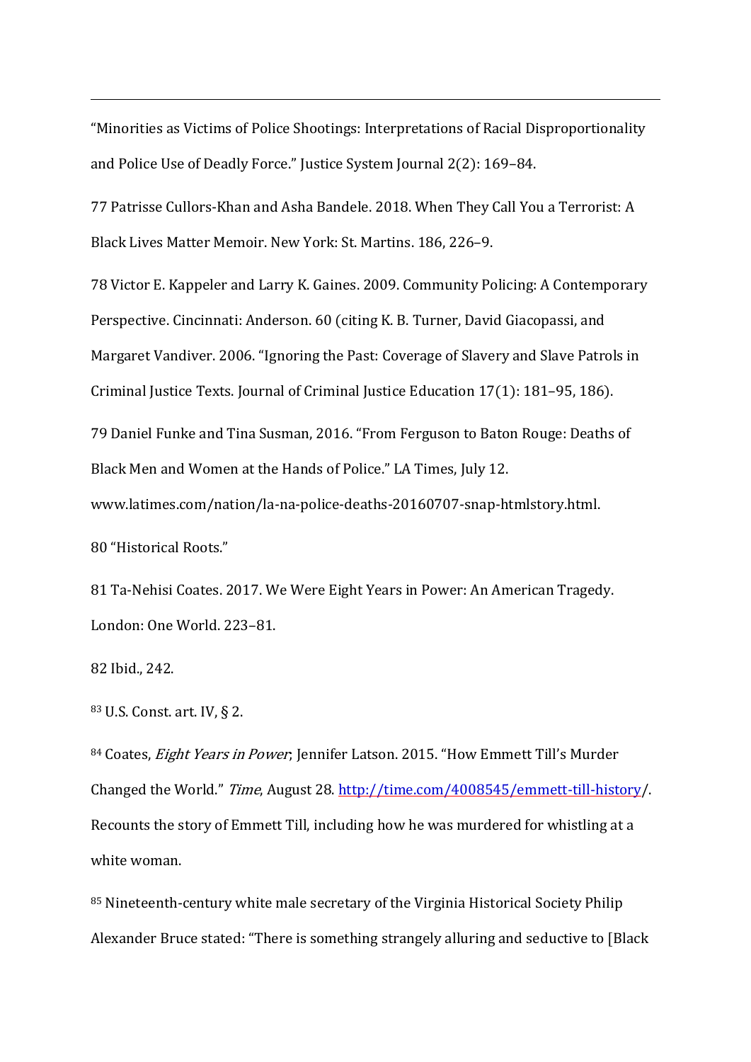"Minorities as Victims of Police Shootings: Interpretations of Racial Disproportionality and Police Use of Deadly Force." Justice System Journal 2(2): 169–84.

77 Patrisse Cullors-Khan and Asha Bandele. 2018. When They Call You a Terrorist: A Black Lives Matter Memoir. New York: St. Martins. 186, 226–9.

78 Victor E. Kappeler and Larry K. Gaines. 2009. Community Policing: A Contemporary Perspective. Cincinnati: Anderson. 60 (citing K. B. Turner, David Giacopassi, and Margaret Vandiver. 2006. "Ignoring the Past: Coverage of Slavery and Slave Patrols in Criminal Justice Texts. Journal of Criminal Justice Education 17(1): 181–95, 186).

79 Daniel Funke and Tina Susman, 2016. "From Ferguson to Baton Rouge: Deaths of Black Men and Women at the Hands of Police." LA Times, July 12. www.latimes.com/nation/la-na-police-deaths-20160707-snap-htmlstory.html.

80 "Historical Roots."

81 Ta-Nehisi Coates. 2017. We Were Eight Years in Power: An American Tragedy. London: One World. 223–81.

82 Ibid., 242.

83 U.S. Const. art. IV, § 2.

84 Coates, *Eight Years in Power*; Jennifer Latson. 2015. "How Emmett Till's Murder Changed the World." *Time*, August 28. http://time.com/4008545/emmett-till-history/. Recounts the story of Emmett Till, including how he was murdered for whistling at a white woman.

85 Nineteenth-century white male secretary of the Virginia Historical Society Philip Alexander Bruce stated: "There is something strangely alluring and seductive to [Black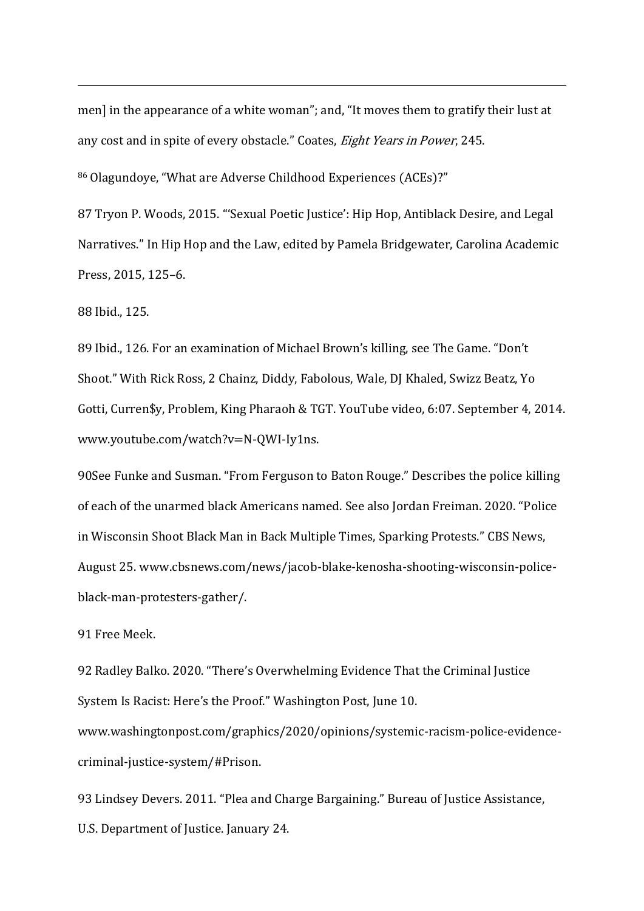men] in the appearance of a white woman"; and, "It moves them to gratify their lust at any cost and in spite of every obstacle." Coates, *Eight Years in Power*, 245.

86 Olagundoye, "What are Adverse Childhood Experiences (ACEs)?"

87 Tryon P. Woods, 2015. "'Sexual Poetic Justice': Hip Hop, Antiblack Desire, and Legal Narratives." In Hip Hop and the Law, edited by Pamela Bridgewater, Carolina Academic Press, 2015, 125–6.

88 Ibid., 125.

89 Ibid., 126. For an examination of Michael Brown's killing, see The Game. "Don't Shoot." With Rick Ross, 2 Chainz, Diddy, Fabolous, Wale, DJ Khaled, Swizz Beatz, Yo Gotti, Curren$y, Problem, King Pharaoh & TGT. YouTube video, 6:07. September 4, 2014. www.youtube.com/watch?v=N-QWI-Iy1ns.

90See Funke and Susman. "From Ferguson to Baton Rouge." Describes the police killing of each of the unarmed black Americans named. See also Jordan Freiman. 2020. "Police in Wisconsin Shoot Black Man in Back Multiple Times, Sparking Protests." CBS News, August 25. www.cbsnews.com/news/jacob-blake-kenosha-shooting-wisconsin-police-black-man-protesters-gather/.

91 Free Meek.

92 Radley Balko. 2020. "There's Overwhelming Evidence That the Criminal Justice System Is Racist: Here's the Proof." Washington Post, June 10. www.washingtonpost.com/graphics/2020/opinions/systemic-racism-police-evidence-criminal-justice-system/#Prison.

93 Lindsey Devers. 2011. "Plea and Charge Bargaining." Bureau of Justice Assistance, U.S. Department of Justice. January 24.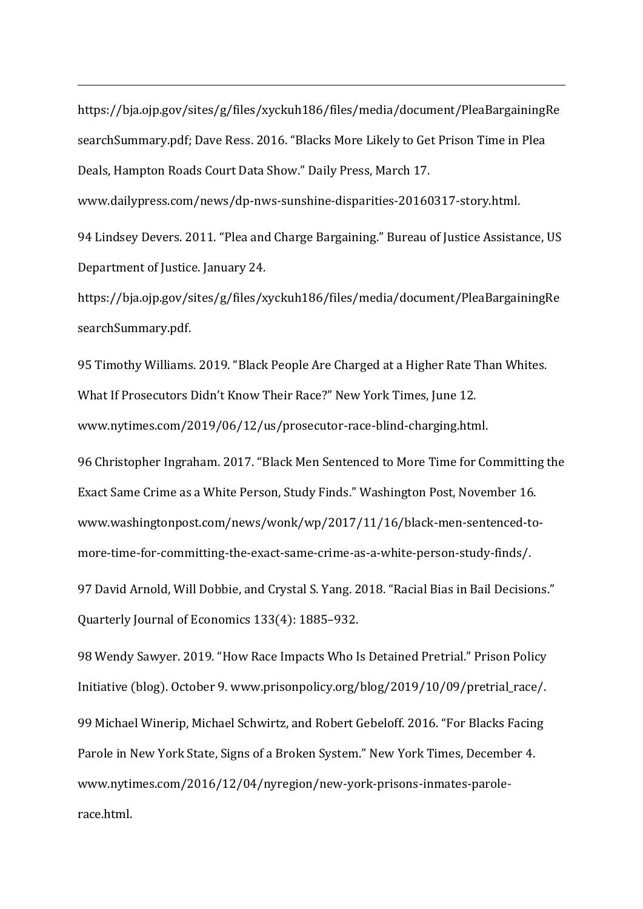https://bja.ojp.gov/sites/g/files/xyckuh186/files/media/document/PleaBargainingResearchSummary.pdf; Dave Ress. 2016. "Blacks More Likely to Get Prison Time in Plea Deals, Hampton Roads Court Data Show." Daily Press, March 17. www.dailypress.com/news/dp-nws-sunshine-disparities-20160317-story.html.

94 Lindsey Devers. 2011. "Plea and Charge Bargaining." Bureau of Justice Assistance, US Department of Justice. January 24. https://bja.ojp.gov/sites/g/files/xyckuh186/files/media/document/PleaBargainingResearchSummary.pdf.

95 Timothy Williams. 2019. "Black People Are Charged at a Higher Rate Than Whites. What If Prosecutors Didn't Know Their Race?" New York Times, June 12. www.nytimes.com/2019/06/12/us/prosecutor-race-blind-charging.html.

96 Christopher Ingraham. 2017. "Black Men Sentenced to More Time for Committing the Exact Same Crime as a White Person, Study Finds." Washington Post, November 16. www.washingtonpost.com/news/wonk/wp/2017/11/16/black-men-sentenced-to-more-time-for-committing-the-exact-same-crime-as-a-white-person-study-finds/.

97 David Arnold, Will Dobbie, and Crystal S. Yang. 2018. "Racial Bias in Bail Decisions." Quarterly Journal of Economics 133(4): 1885–932.

98 Wendy Sawyer. 2019. "How Race Impacts Who Is Detained Pretrial." Prison Policy Initiative (blog). October 9. www.prisonpolicy.org/blog/2019/10/09/pretrial_race/.

99 Michael Winerip, Michael Schwirtz, and Robert Gebeloff. 2016. "For Blacks Facing Parole in New York State, Signs of a Broken System." New York Times, December 4. www.nytimes.com/2016/12/04/nyregion/new-york-prisons-inmates-parole-race.html.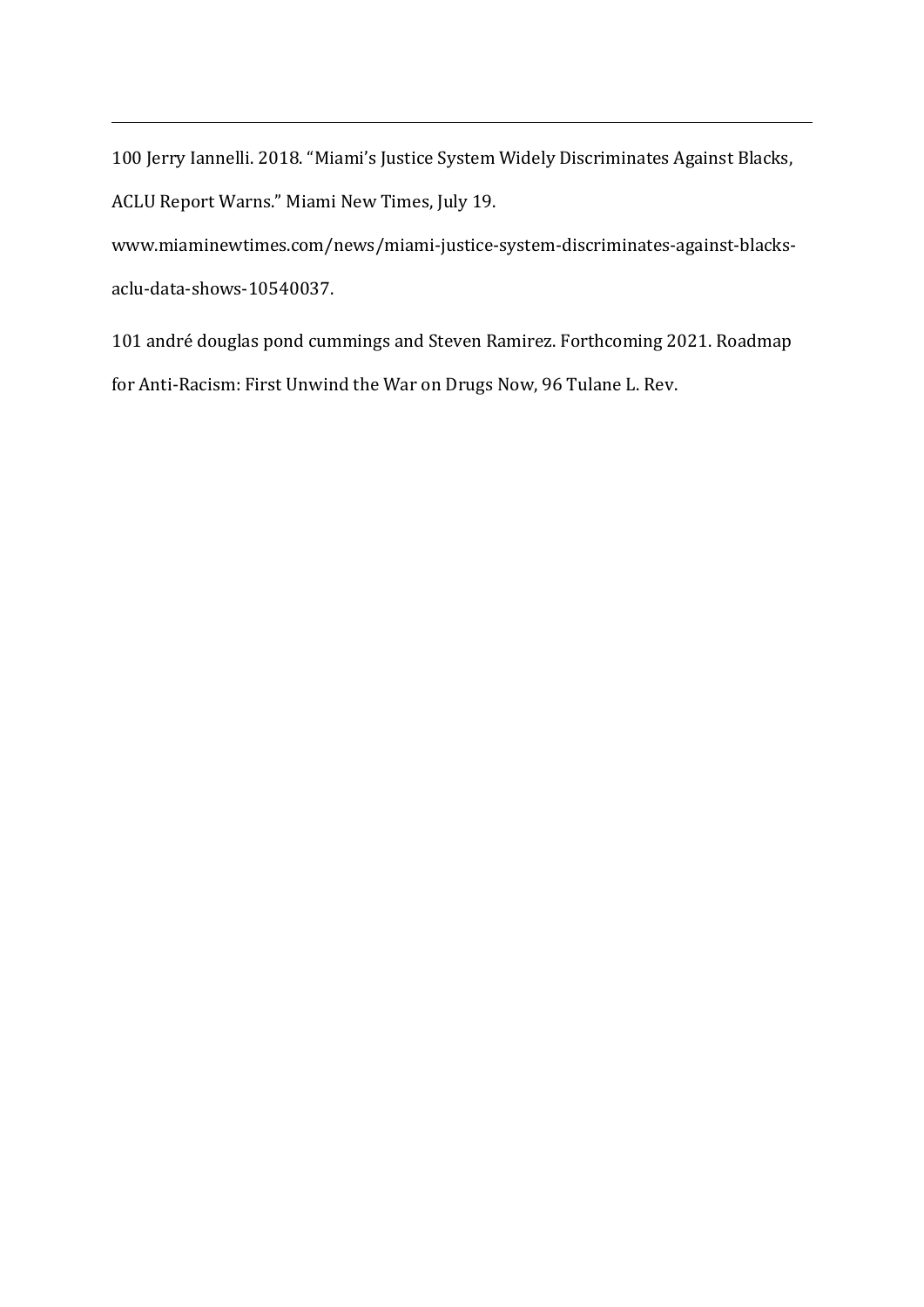100 Jerry Iannelli. 2018. “Miami’s Justice System Widely Discriminates Against Blacks, ACLU Report Warns.” Miami New Times, July 19. www.miaminewtimes.com/news/miami-justice-system-discriminates-against-blacks-aclu-data-shows-10540037.

101 andré douglas pond cummings and Steven Ramirez. Forthcoming 2021. Roadmap for Anti-Racism: First Unwind the War on Drugs Now, 96 Tulane L. Rev.